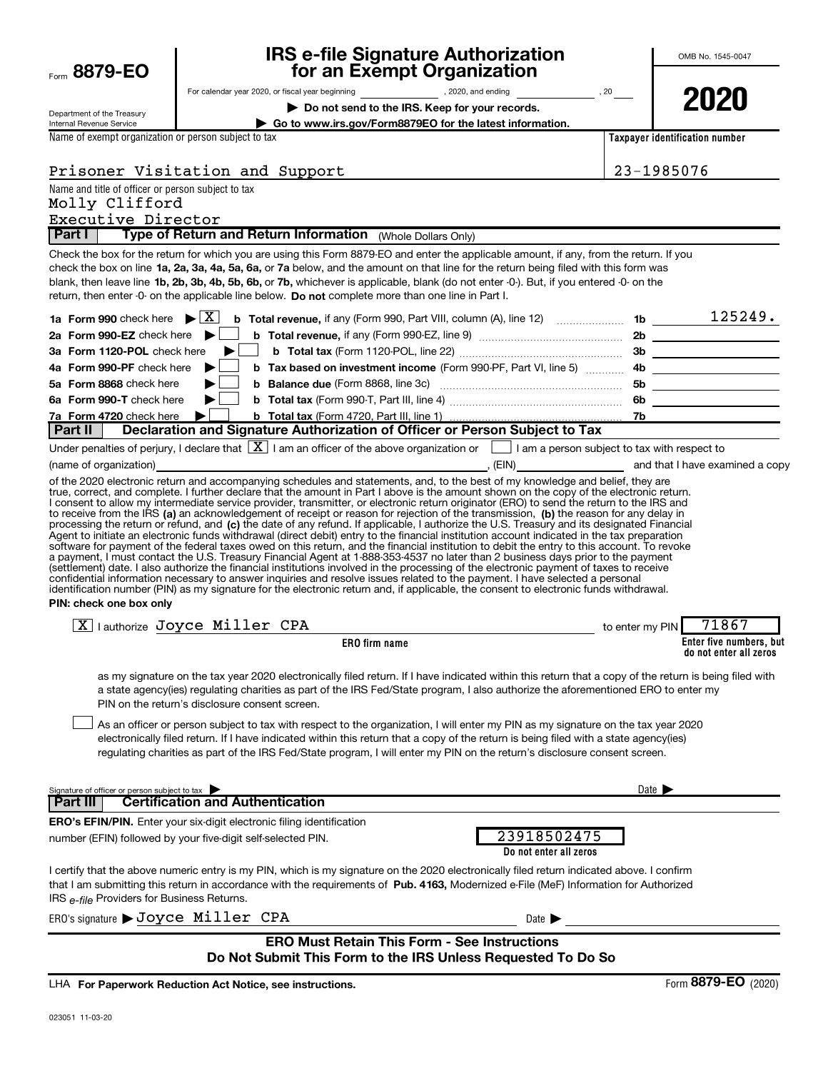Form **8879-EO**

Department of the Treasury
Internal Revenue Service

# IRS e-file Signature Authorization for an Exempt Organization

For calendar year 2020, or fiscal year beginning \_\_\_\_\_\_\_\_, 2020, and ending \_\_\_\_\_\_\_\_, 20\_\_

▶ **Do not send to the IRS. Keep for your records.**

▶ **Go to www.irs.gov/Form8879EO for the latest information.**

OMB No. 1545-0047

**2020**

| Name of exempt organization or person subject to tax | Taxpayer identification number |
|---|---|
| Prisoner Visitation and Support | 23-1985076 |

Name and title of officer or person subject to tax
Molly Clifford
Executive Director

## Part I Type of Return and Return Information (Whole Dollars Only)

Check the box for the return for which you are using this Form 8879-EO and enter the applicable amount, if any, from the return. If you check the box on line **1a, 2a, 3a, 4a, 5a, 6a,** or **7a** below, and the amount on that line for the return being filed with this form was blank, then leave line **1b, 2b, 3b, 4b, 5b, 6b,** or **7b,** whichever is applicable, blank (do not enter -0-). But, if you entered -0- on the return, then enter -0- on the applicable line below. **Do not** complete more than one line in Part I.

| | | | |
|---|---|---|---|
| **1a Form 990** check here ▶ [X] | **b Total revenue,** if any (Form 990, Part VIII, column (A), line 12) | 1b | 125249. |
| **2a Form 990-EZ** check here ▶ [ ] | **b Total revenue,** if any (Form 990-EZ, line 9) | 2b | |
| **3a Form 1120-POL** check here ▶ [ ] | **b Total tax** (Form 1120-POL, line 22) | 3b | |
| **4a Form 990-PF** check here ▶ [ ] | **b Tax based on investment income** (Form 990-PF, Part VI, line 5) | 4b | |
| **5a Form 8868** check here ▶ [ ] | **b Balance due** (Form 8868, line 3c) | 5b | |
| **6a Form 990-T** check here ▶ [ ] | **b Total tax** (Form 990-T, Part III, line 4) | 6b | |
| **7a Form 4720** check here ▶ [ ] | **b Total tax** (Form 4720, Part III, line 1) | 7b | |

## Part II Declaration and Signature Authorization of Officer or Person Subject to Tax

Under penalties of perjury, I declare that [X] I am an officer of the above organization or [ ] I am a person subject to tax with respect to (name of organization) \_\_\_\_\_\_\_\_, (EIN) \_\_\_\_\_\_\_\_ and that I have examined a copy of the 2020 electronic return and accompanying schedules and statements, and, to the best of my knowledge and belief, they are true, correct, and complete. I further declare that the amount in Part I above is the amount shown on the copy of the electronic return. I consent to allow my intermediate service provider, transmitter, or electronic return originator (ERO) to send the return to the IRS and to receive from the IRS **(a)** an acknowledgement of receipt or reason for rejection of the transmission, **(b)** the reason for any delay in processing the return or refund, and **(c)** the date of any refund. If applicable, I authorize the U.S. Treasury and its designated Financial Agent to initiate an electronic funds withdrawal (direct debit) entry to the financial institution account indicated in the tax preparation software for payment of the federal taxes owed on this return, and the financial institution to debit the entry to this account. To revoke a payment, I must contact the U.S. Treasury Financial Agent at 1-888-353-4537 no later than 2 business days prior to the payment (settlement) date. I also authorize the financial institutions involved in the processing of the electronic payment of taxes to receive confidential information necessary to answer inquiries and resolve issues related to the payment. I have selected a personal identification number (PIN) as my signature for the electronic return and, if applicable, the consent to electronic funds withdrawal.

**PIN: check one box only**

[X] I authorize Joyce Miller CPA (**ERO firm name**) to enter my PIN 71867 (**Enter five numbers, but do not enter all zeros**)

as my signature on the tax year 2020 electronically filed return. If I have indicated within this return that a copy of the return is being filed with a state agency(ies) regulating charities as part of the IRS Fed/State program, I also authorize the aforementioned ERO to enter my PIN on the return's disclosure consent screen.

[ ] As an officer or person subject to tax with respect to the organization, I will enter my PIN as my signature on the tax year 2020 electronically filed return. If I have indicated within this return that a copy of the return is being filed with a state agency(ies) regulating charities as part of the IRS Fed/State program, I will enter my PIN on the return's disclosure consent screen.

Signature of officer or person subject to tax ▶ \_\_\_\_\_\_\_\_ Date ▶ \_\_\_\_\_\_\_\_

## Part III Certification and Authentication

**ERO's EFIN/PIN.** Enter your six-digit electronic filing identification number (EFIN) followed by your five-digit self-selected PIN. 23918502475 (**Do not enter all zeros**)

I certify that the above numeric entry is my PIN, which is my signature on the 2020 electronically filed return indicated above. I confirm that I am submitting this return in accordance with the requirements of **Pub. 4163,** Modernized e-File (MeF) Information for Authorized IRS *e-file* Providers for Business Returns.

ERO's signature ▶ Joyce Miller CPA Date ▶ \_\_\_\_\_\_\_\_

**ERO Must Retain This Form - See Instructions**
**Do Not Submit This Form to the IRS Unless Requested To Do So**

LHA **For Paperwork Reduction Act Notice, see instructions.** Form **8879-EO** (2020)

023051 11-03-20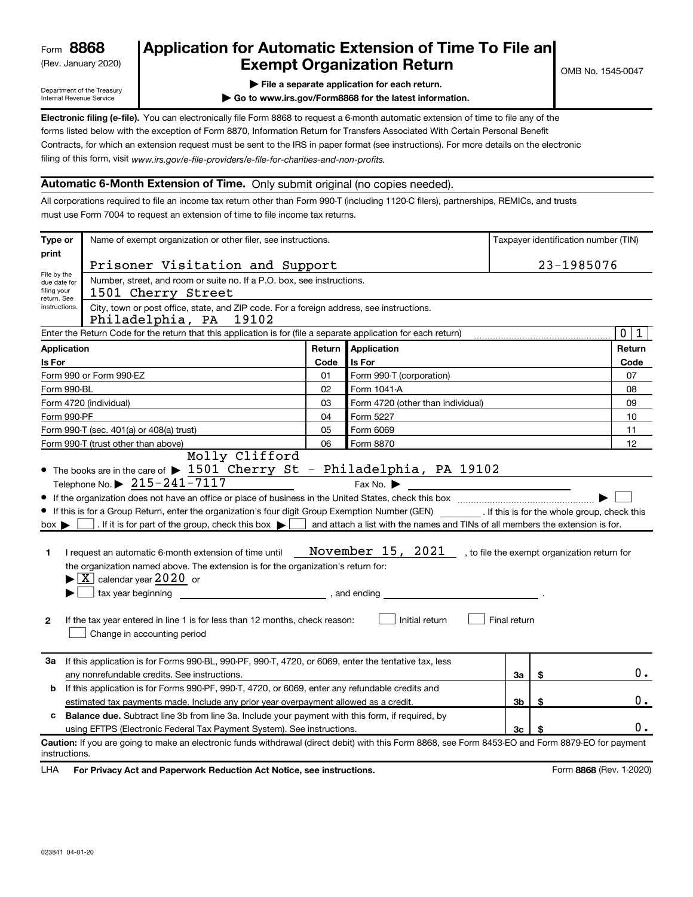Form **8868**
(Rev. January 2020)
Department of the Treasury
Internal Revenue Service

# Application for Automatic Extension of Time To File an Exempt Organization Return

▶ File a separate application for each return.
▶ Go to www.irs.gov/Form8868 for the latest information.

OMB No. 1545-0047

**Electronic filing (e-file).** You can electronically file Form 8868 to request a 6-month automatic extension of time to file any of the forms listed below with the exception of Form 8870, Information Return for Transfers Associated With Certain Personal Benefit Contracts, for which an extension request must be sent to the IRS in paper format (see instructions). For more details on the electronic filing of this form, visit *www.irs.gov/e-file-providers/e-file-for-charities-and-non-profits.*

## Automatic 6-Month Extension of Time. Only submit original (no copies needed).

All corporations required to file an income tax return other than Form 990-T (including 1120-C filers), partnerships, REMICs, and trusts must use Form 7004 to request an extension of time to file income tax returns.

**Type or print**

File by the due date for filing your return. See instructions.

Name of exempt organization or other filer, see instructions.
Prisoner Visitation and Support

Taxpayer identification number (TIN)
23-1985076

Number, street, and room or suite no. If a P.O. box, see instructions.
1501 Cherry Street

City, town or post office, state, and ZIP code. For a foreign address, see instructions.
Philadelphia, PA 19102

Enter the Return Code for the return that this application is for (file a separate application for each return) .......... 0 1

| Application Is For | Return Code | Application Is For | Return Code |
|---|---|---|---|
| Form 990 or Form 990-EZ | 01 | Form 990-T (corporation) | 07 |
| Form 990-BL | 02 | Form 1041-A | 08 |
| Form 4720 (individual) | 03 | Form 4720 (other than individual) | 09 |
| Form 990-PF | 04 | Form 5227 | 10 |
| Form 990-T (sec. 401(a) or 408(a) trust) | 05 | Form 6069 | 11 |
| Form 990-T (trust other than above) | 06 | Form 8870 | 12 |

- The books are in the care of ▶ Molly Clifford
  1501 Cherry St - Philadelphia, PA 19102
  Telephone No. ▶ 215-241-7117 Fax No. ▶
- If the organization does not have an office or place of business in the United States, check this box .......... ▶ ☐
- If this is for a Group Return, enter the organization's four digit Group Exemption Number (GEN) ______ . If this is for the whole group, check this box ▶ ☐ . If it is for part of the group, check this box ▶ ☐ and attach a list with the names and TINs of all members the extension is for.

**1** I request an automatic 6-month extension of time until November 15, 2021 , to file the exempt organization return for the organization named above. The extension is for the organization's return for:
▶ ☒ calendar year 2020 or
▶ ☐ tax year beginning ______ , and ending ______ .

**2** If the tax year entered in line 1 is for less than 12 months, check reason: ☐ Initial return ☐ Final return
☐ Change in accounting period

| | | | |
|---|---|---|---|
| **3a** | If this application is for Forms 990-BL, 990-PF, 990-T, 4720, or 6069, enter the tentative tax, less any nonrefundable credits. See instructions. | 3a | $ 0. |
| **b** | If this application is for Forms 990-PF, 990-T, 4720, or 6069, enter any refundable credits and estimated tax payments made. Include any prior year overpayment allowed as a credit. | 3b | $ 0. |
| **c** | **Balance due.** Subtract line 3b from line 3a. Include your payment with this form, if required, by using EFTPS (Electronic Federal Tax Payment System). See instructions. | 3c | $ 0. |

**Caution:** If you are going to make an electronic funds withdrawal (direct debit) with this Form 8868, see Form 8453-EO and Form 8879-EO for payment instructions.

LHA **For Privacy Act and Paperwork Reduction Act Notice, see instructions.** Form **8868** (Rev. 1-2020)

023841 04-01-20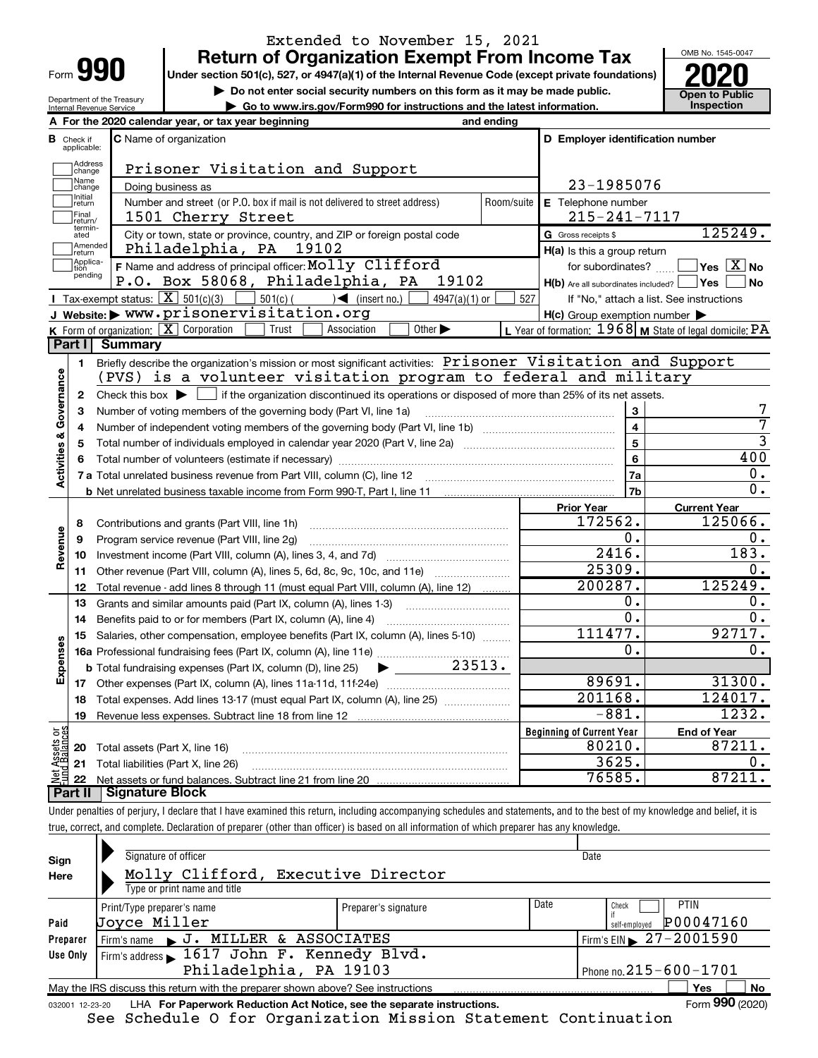Extended to November 15, 2021

# Form 990 — Return of Organization Exempt From Income Tax (2020)

Under section 501(c), 527, or 4947(a)(1) of the Internal Revenue Code (except private foundations)

▶ Do not enter social security numbers on this form as it may be made public.

▶ Go to www.irs.gov/Form990 for instructions and the latest information.

Department of the Treasury, Internal Revenue Service

OMB No. 1545-0047 — Open to Public Inspection

**A** For the 2020 calendar year, or tax year beginning ______ and ending ______

**B** Check if applicable: Address change / Name change / Initial return / Final return/terminated / Amended return / Application pending

**C** Name of organization: Prisoner Visitation and Support

Doing business as

Number and street (or P.O. box if mail is not delivered to street address): 1501 Cherry Street — Room/suite

City or town, state or province, country, and ZIP or foreign postal code: Philadelphia, PA 19102

**D** Employer identification number: 23-1985076

**E** Telephone number: 215-241-7117

**G** Gross receipts $ 125249.

**F** Name and address of principal officer: Molly Clifford, P.O. Box 58068, Philadelphia, PA 19102

**H(a)** Is this a group return for subordinates? Yes [ ] No [X]

**H(b)** Are all subordinates included? Yes [ ] No [ ] — If "No," attach a list. See instructions

**H(c)** Group exemption number ▶

**I** Tax-exempt status: [X] 501(c)(3) [ ] 501(c) ( ) ◀ (insert no.) [ ] 4947(a)(1) or [ ] 527

**J** Website: ▶ www.prisonervisitation.org

**K** Form of organization: [X] Corporation [ ] Trust [ ] Association [ ] Other ▶

**L** Year of formation: 1968 **M** State of legal domicile: PA

## Part I Summary

**Activities & Governance**

1 Briefly describe the organization's mission or most significant activities: Prisoner Visitation and Support (PVS) is a volunteer visitation program to federal and military

2 Check this box ▶ [ ] if the organization discontinued its operations or disposed of more than 25% of its net assets.

| Line | Description | | Value |
|---|---|---|---|
| 3 | Number of voting members of the governing body (Part VI, line 1a) | 3 | 7 |
| 4 | Number of independent voting members of the governing body (Part VI, line 1b) | 4 | 7 |
| 5 | Total number of individuals employed in calendar year 2020 (Part V, line 2a) | 5 | 3 |
| 6 | Total number of volunteers (estimate if necessary) | 6 | 400 |
| 7a | Total unrelated business revenue from Part VIII, column (C), line 12 | 7a | 0. |
| b | Net unrelated business taxable income from Form 990-T, Part I, line 11 | 7b | 0. |

| Line | Description | Prior Year | Current Year |
|---|---|---|---|
| **Revenue** | | | |
| 8 | Contributions and grants (Part VIII, line 1h) | 172562. | 125066. |
| 9 | Program service revenue (Part VIII, line 2g) | 0. | 0. |
| 10 | Investment income (Part VIII, column (A), lines 3, 4, and 7d) | 2416. | 183. |
| 11 | Other revenue (Part VIII, column (A), lines 5, 6d, 8c, 9c, 10c, and 11e) | 25309. | 0. |
| 12 | Total revenue - add lines 8 through 11 (must equal Part VIII, column (A), line 12) | 200287. | 125249. |
| **Expenses** | | | |
| 13 | Grants and similar amounts paid (Part IX, column (A), lines 1-3) | 0. | 0. |
| 14 | Benefits paid to or for members (Part IX, column (A), line 4) | 0. | 0. |
| 15 | Salaries, other compensation, employee benefits (Part IX, column (A), lines 5-10) | 111477. | 92717. |
| 16a | Professional fundraising fees (Part IX, column (A), line 11e) | 0. | 0. |
| b | Total fundraising expenses (Part IX, column (D), line 25) ▶ 23513. | | |
| 17 | Other expenses (Part IX, column (A), lines 11a-11d, 11f-24e) | 89691. | 31300. |
| 18 | Total expenses. Add lines 13-17 (must equal Part IX, column (A), line 25) | 201168. | 124017. |
| 19 | Revenue less expenses. Subtract line 18 from line 12 | -881. | 1232. |

| Line | Net Assets or Fund Balances | Beginning of Current Year | End of Year |
|---|---|---|---|
| 20 | Total assets (Part X, line 16) | 80210. | 87211. |
| 21 | Total liabilities (Part X, line 26) | 3625. | 0. |
| 22 | Net assets or fund balances. Subtract line 21 from line 20 | 76585. | 87211. |

## Part II Signature Block

Under penalties of perjury, I declare that I have examined this return, including accompanying schedules and statements, and to the best of my knowledge and belief, it is true, correct, and complete. Declaration of preparer (other than officer) is based on all information of which preparer has any knowledge.

**Sign Here**

Signature of officer — Date

Molly Clifford, Executive Director

Type or print name and title

**Paid Preparer Use Only**

| Print/Type preparer's name | Preparer's signature | Date | Check if self-employed | PTIN |
|---|---|---|---|---|
| Joyce Miller | | | [ ] | P00047160 |

Firm's name ▶ J. MILLER & ASSOCIATES — Firm's EIN ▶ 27-2001590

Firm's address ▶ 1617 John F. Kennedy Blvd. Philadelphia, PA 19103 — Phone no. 215-600-1701

May the IRS discuss this return with the preparer shown above? See instructions — Yes [ ] No [ ]

032001 12-23-20 LHA For Paperwork Reduction Act Notice, see the separate instructions. Form **990** (2020)

See Schedule O for Organization Mission Statement Continuation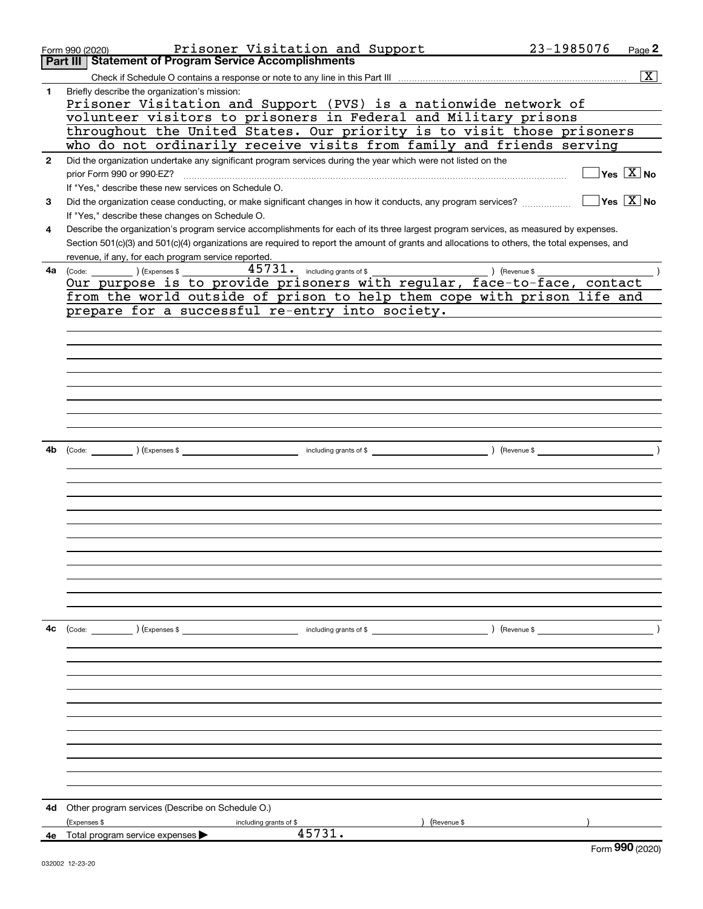Form 990 (2020) Prisoner Visitation and Support 23-1985076 Page 2

## Part III Statement of Program Service Accomplishments

Check if Schedule O contains a response or note to any line in this Part III .......... [X]

**1** Briefly describe the organization's mission:

Prisoner Visitation and Support (PVS) is a nationwide network of volunteer visitors to prisoners in Federal and Military prisons throughout the United States. Our priority is to visit those prisoners who do not ordinarily receive visits from family and friends serving

**2** Did the organization undertake any significant program services during the year which were not listed on the prior Form 990 or 990-EZ? .......... [ ] Yes [X] No

If "Yes," describe these new services on Schedule O.

**3** Did the organization cease conducting, or make significant changes in how it conducts, any program services? .......... [ ] Yes [X] No

If "Yes," describe these changes on Schedule O.

**4** Describe the organization's program service accomplishments for each of its three largest program services, as measured by expenses. Section 501(c)(3) and 501(c)(4) organizations are required to report the amount of grants and allocations to others, the total expenses, and revenue, if any, for each program service reported.

**4a** (Code: ) (Expenses $ 45731. including grants of $ ) (Revenue $ )

Our purpose is to provide prisoners with regular, face-to-face, contact from the world outside of prison to help them cope with prison life and prepare for a successful re-entry into society.

**4b** (Code: ) (Expenses $ including grants of $ ) (Revenue $ )

**4c** (Code: ) (Expenses $ including grants of $ ) (Revenue $ )

**4d** Other program services (Describe on Schedule O.)

(Expenses $ including grants of $ ) (Revenue $ )

**4e** Total program service expenses ▶ 45731.

Form **990** (2020)

032002 12-23-20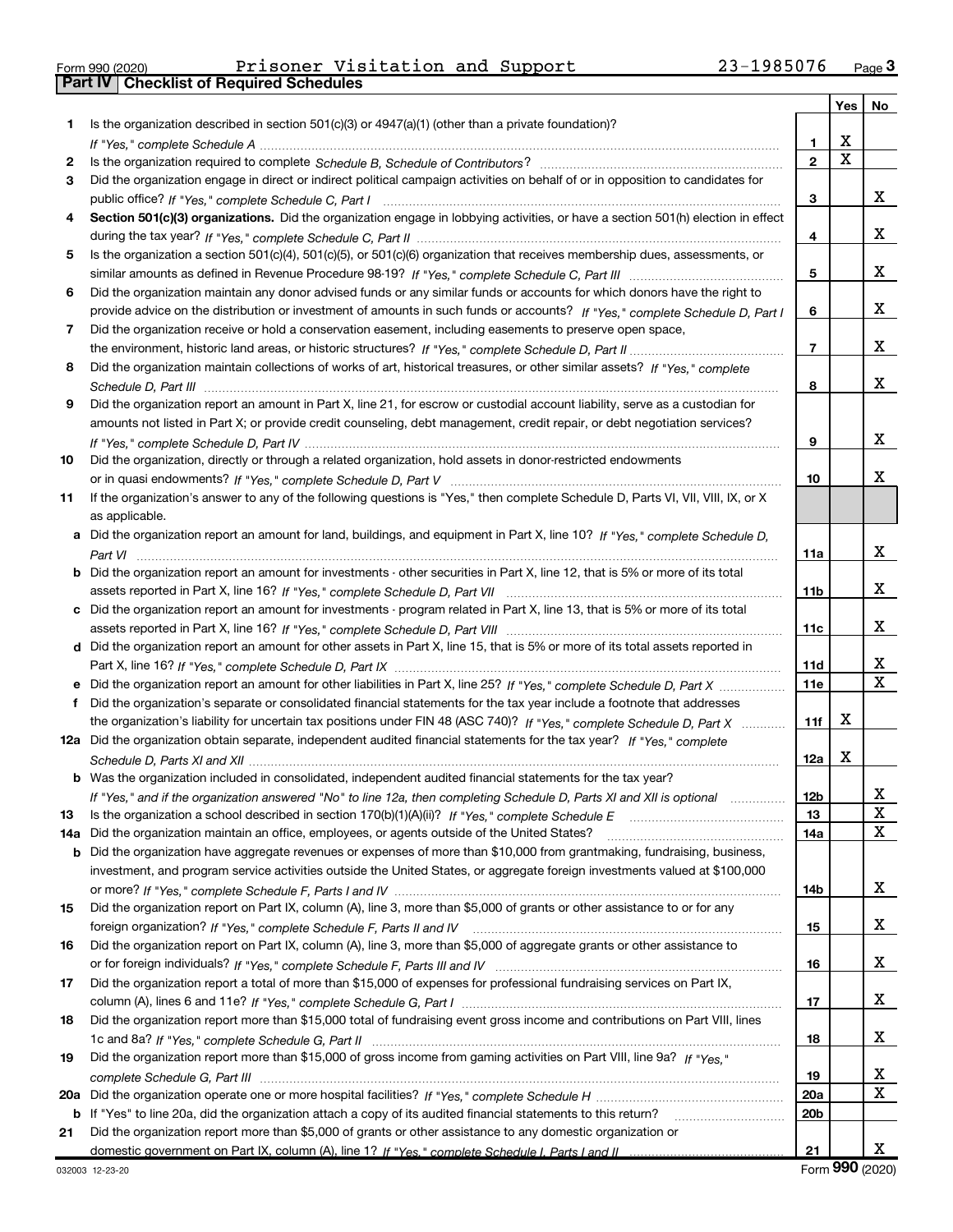Form 990 (2020) Prisoner Visitation and Support 23-1985076 Page 3

## Part IV Checklist of Required Schedules

| | | | Yes | No |
|---|---|---|---|---|
| 1 | Is the organization described in section 501(c)(3) or 4947(a)(1) (other than a private foundation)? *If "Yes," complete Schedule A* | 1 | X | |
| 2 | Is the organization required to complete *Schedule B, Schedule of Contributors*? | 2 | X | |
| 3 | Did the organization engage in direct or indirect political campaign activities on behalf of or in opposition to candidates for public office? *If "Yes," complete Schedule C, Part I* | 3 | | X |
| 4 | **Section 501(c)(3) organizations.** Did the organization engage in lobbying activities, or have a section 501(h) election in effect during the tax year? *If "Yes," complete Schedule C, Part II* | 4 | | X |
| 5 | Is the organization a section 501(c)(4), 501(c)(5), or 501(c)(6) organization that receives membership dues, assessments, or similar amounts as defined in Revenue Procedure 98-19? *If "Yes," complete Schedule C, Part III* | 5 | | X |
| 6 | Did the organization maintain any donor advised funds or any similar funds or accounts for which donors have the right to provide advice on the distribution or investment of amounts in such funds or accounts? *If "Yes," complete Schedule D, Part I* | 6 | | X |
| 7 | Did the organization receive or hold a conservation easement, including easements to preserve open space, the environment, historic land areas, or historic structures? *If "Yes," complete Schedule D, Part II* | 7 | | X |
| 8 | Did the organization maintain collections of works of art, historical treasures, or other similar assets? *If "Yes," complete Schedule D, Part III* | 8 | | X |
| 9 | Did the organization report an amount in Part X, line 21, for escrow or custodial account liability, serve as a custodian for amounts not listed in Part X; or provide credit counseling, debt management, credit repair, or debt negotiation services? *If "Yes," complete Schedule D, Part IV* | 9 | | X |
| 10 | Did the organization, directly or through a related organization, hold assets in donor-restricted endowments or in quasi endowments? *If "Yes," complete Schedule D, Part V* | 10 | | X |
| 11 | If the organization's answer to any of the following questions is "Yes," then complete Schedule D, Parts VI, VII, VIII, IX, or X as applicable. | | | |
| a | Did the organization report an amount for land, buildings, and equipment in Part X, line 10? *If "Yes," complete Schedule D, Part VI* | 11a | | X |
| b | Did the organization report an amount for investments - other securities in Part X, line 12, that is 5% or more of its total assets reported in Part X, line 16? *If "Yes," complete Schedule D, Part VII* | 11b | | X |
| c | Did the organization report an amount for investments - program related in Part X, line 13, that is 5% or more of its total assets reported in Part X, line 16? *If "Yes," complete Schedule D, Part VIII* | 11c | | X |
| d | Did the organization report an amount for other assets in Part X, line 15, that is 5% or more of its total assets reported in Part X, line 16? *If "Yes," complete Schedule D, Part IX* | 11d | | X |
| e | Did the organization report an amount for other liabilities in Part X, line 25? *If "Yes," complete Schedule D, Part X* | 11e | | X |
| f | Did the organization's separate or consolidated financial statements for the tax year include a footnote that addresses the organization's liability for uncertain tax positions under FIN 48 (ASC 740)? *If "Yes," complete Schedule D, Part X* | 11f | X | |
| 12a | Did the organization obtain separate, independent audited financial statements for the tax year? *If "Yes," complete Schedule D, Parts XI and XII* | 12a | X | |
| b | Was the organization included in consolidated, independent audited financial statements for the tax year? *If "Yes," and if the organization answered "No" to line 12a, then completing Schedule D, Parts XI and XII is optional* | 12b | | X |
| 13 | Is the organization a school described in section 170(b)(1)(A)(ii)? *If "Yes," complete Schedule E* | 13 | | X |
| 14a | Did the organization maintain an office, employees, or agents outside of the United States? | 14a | | X |
| b | Did the organization have aggregate revenues or expenses of more than $10,000 from grantmaking, fundraising, business, investment, and program service activities outside the United States, or aggregate foreign investments valued at $100,000 or more? *If "Yes," complete Schedule F, Parts I and IV* | 14b | | X |
| 15 | Did the organization report on Part IX, column (A), line 3, more than $5,000 of grants or other assistance to or for any foreign organization? *If "Yes," complete Schedule F, Parts II and IV* | 15 | | X |
| 16 | Did the organization report on Part IX, column (A), line 3, more than $5,000 of aggregate grants or other assistance to or for foreign individuals? *If "Yes," complete Schedule F, Parts III and IV* | 16 | | X |
| 17 | Did the organization report a total of more than $15,000 of expenses for professional fundraising services on Part IX, column (A), lines 6 and 11e? *If "Yes," complete Schedule G, Part I* | 17 | | X |
| 18 | Did the organization report more than $15,000 total of fundraising event gross income and contributions on Part VIII, lines 1c and 8a? *If "Yes," complete Schedule G, Part II* | 18 | | X |
| 19 | Did the organization report more than $15,000 of gross income from gaming activities on Part VIII, line 9a? *If "Yes," complete Schedule G, Part III* | 19 | | X |
| 20a | Did the organization operate one or more hospital facilities? *If "Yes," complete Schedule H* | 20a | | X |
| b | If "Yes" to line 20a, did the organization attach a copy of its audited financial statements to this return? | 20b | | |
| 21 | Did the organization report more than $5,000 of grants or other assistance to any domestic organization or domestic government on Part IX, column (A), line 1? *If "Yes," complete Schedule I, Parts I and II* | 21 | | X |

032003 12-23-20 Form **990** (2020)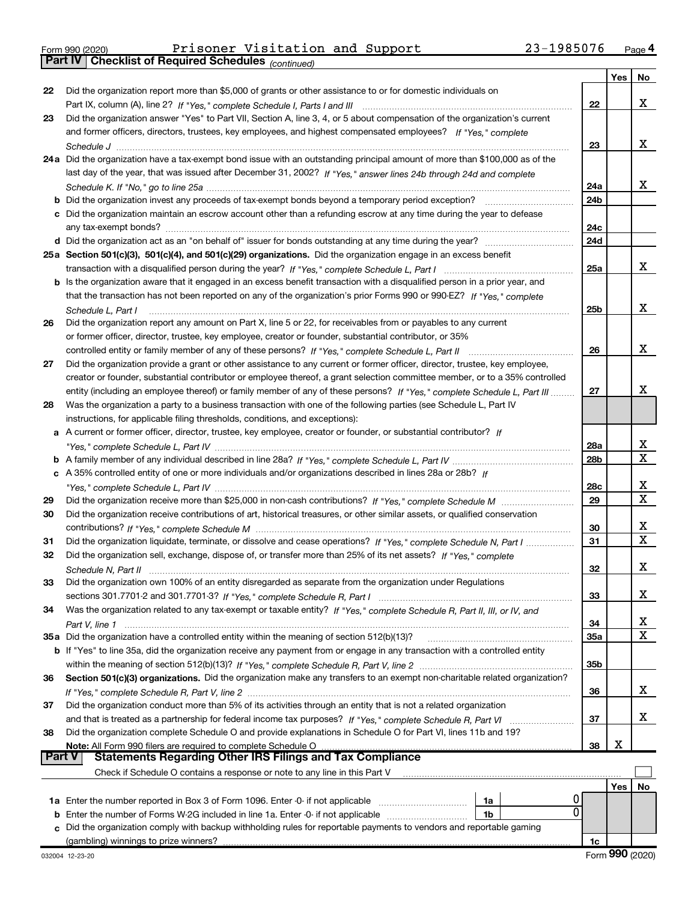Form 990 (2020) Prisoner Visitation and Support 23-1985076 Page 4

**Part IV Checklist of Required Schedules** *(continued)*

| | | | Yes | No |
|---|---|---|---|---|
| 22 | Did the organization report more than $5,000 of grants or other assistance to or for domestic individuals on Part IX, column (A), line 2? *If "Yes," complete Schedule I, Parts I and III* | 22 | | X |
| 23 | Did the organization answer "Yes" to Part VII, Section A, line 3, 4, or 5 about compensation of the organization's current and former officers, directors, trustees, key employees, and highest compensated employees? *If "Yes," complete Schedule J* | 23 | | X |
| 24a | Did the organization have a tax-exempt bond issue with an outstanding principal amount of more than $100,000 as of the last day of the year, that was issued after December 31, 2002? *If "Yes," answer lines 24b through 24d and complete Schedule K. If "No," go to line 25a* | 24a | | X |
| b | Did the organization invest any proceeds of tax-exempt bonds beyond a temporary period exception? | 24b | | |
| c | Did the organization maintain an escrow account other than a refunding escrow at any time during the year to defease any tax-exempt bonds? | 24c | | |
| d | Did the organization act as an "on behalf of" issuer for bonds outstanding at any time during the year? | 24d | | |
| 25a | **Section 501(c)(3), 501(c)(4), and 501(c)(29) organizations.** Did the organization engage in an excess benefit transaction with a disqualified person during the year? *If "Yes," complete Schedule L, Part I* | 25a | | X |
| b | Is the organization aware that it engaged in an excess benefit transaction with a disqualified person in a prior year, and that the transaction has not been reported on any of the organization's prior Forms 990 or 990-EZ? *If "Yes," complete Schedule L, Part I* | 25b | | X |
| 26 | Did the organization report any amount on Part X, line 5 or 22, for receivables from or payables to any current or former officer, director, trustee, key employee, creator or founder, substantial contributor, or 35% controlled entity or family member of any of these persons? *If "Yes," complete Schedule L, Part II* | 26 | | X |
| 27 | Did the organization provide a grant or other assistance to any current or former officer, director, trustee, key employee, creator or founder, substantial contributor or employee thereof, a grant selection committee member, or to a 35% controlled entity (including an employee thereof) or family member of any of these persons? *If "Yes," complete Schedule L, Part III* | 27 | | X |
| 28 | Was the organization a party to a business transaction with one of the following parties (see Schedule L, Part IV instructions, for applicable filing thresholds, conditions, and exceptions): | | | |
| a | A current or former officer, director, trustee, key employee, creator or founder, or substantial contributor? *If "Yes," complete Schedule L, Part IV* | 28a | | X |
| b | A family member of any individual described in line 28a? *If "Yes," complete Schedule L, Part IV* | 28b | | X |
| c | A 35% controlled entity of one or more individuals and/or organizations described in lines 28a or 28b? *If "Yes," complete Schedule L, Part IV* | 28c | | X |
| 29 | Did the organization receive more than $25,000 in non-cash contributions? *If "Yes," complete Schedule M* | 29 | | X |
| 30 | Did the organization receive contributions of art, historical treasures, or other similar assets, or qualified conservation contributions? *If "Yes," complete Schedule M* | 30 | | X |
| 31 | Did the organization liquidate, terminate, or dissolve and cease operations? *If "Yes," complete Schedule N, Part I* | 31 | | X |
| 32 | Did the organization sell, exchange, dispose of, or transfer more than 25% of its net assets? *If "Yes," complete Schedule N, Part II* | 32 | | X |
| 33 | Did the organization own 100% of an entity disregarded as separate from the organization under Regulations sections 301.7701-2 and 301.7701-3? *If "Yes," complete Schedule R, Part I* | 33 | | X |
| 34 | Was the organization related to any tax-exempt or taxable entity? *If "Yes," complete Schedule R, Part II, III, or IV, and Part V, line 1* | 34 | | X |
| 35a | Did the organization have a controlled entity within the meaning of section 512(b)(13)? | 35a | | X |
| b | If "Yes" to line 35a, did the organization receive any payment from or engage in any transaction with a controlled entity within the meaning of section 512(b)(13)? *If "Yes," complete Schedule R, Part V, line 2* | 35b | | |
| 36 | **Section 501(c)(3) organizations.** Did the organization make any transfers to an exempt non-charitable related organization? *If "Yes," complete Schedule R, Part V, line 2* | 36 | | X |
| 37 | Did the organization conduct more than 5% of its activities through an entity that is not a related organization and that is treated as a partnership for federal income tax purposes? *If "Yes," complete Schedule R, Part VI* | 37 | | X |
| 38 | Did the organization complete Schedule O and provide explanations in Schedule O for Part VI, lines 11b and 19? **Note:** All Form 990 filers are required to complete Schedule O | 38 | X | |

**Part V Statements Regarding Other IRS Filings and Tax Compliance**

Check if Schedule O contains a response or note to any line in this Part V ☐

| | | | | | Yes | No |
|---|---|---|---|---|---|---|
| 1a | Enter the number reported in Box 3 of Form 1096. Enter -0- if not applicable | 1a | 0 | | | |
| b | Enter the number of Forms W-2G included in line 1a. Enter -0- if not applicable | 1b | 0 | | | |
| c | Did the organization comply with backup withholding rules for reportable payments to vendors and reportable gaming (gambling) winnings to prize winners? | | | 1c | | |

032004 12-23-20 Form **990** (2020)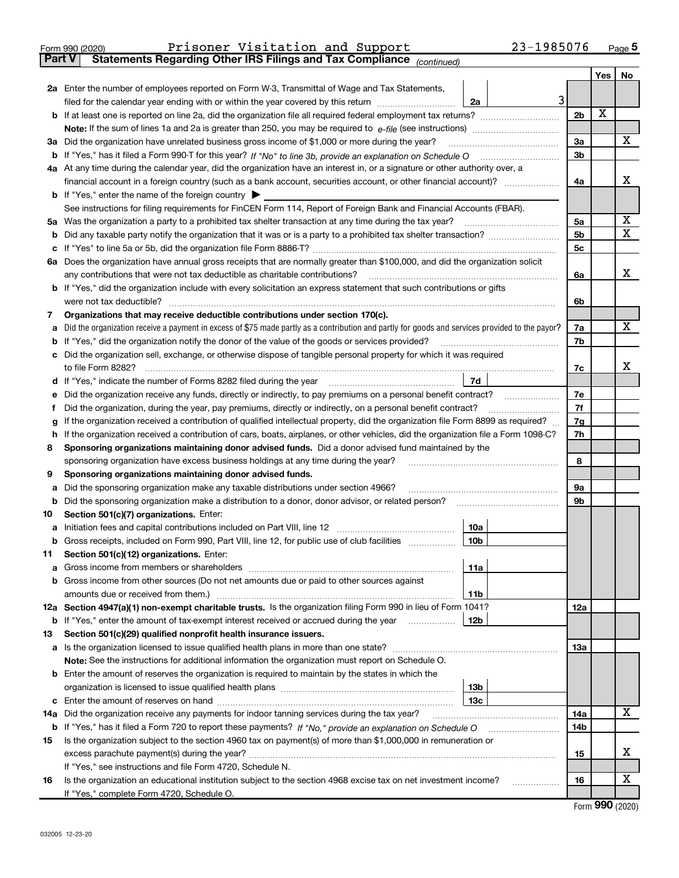Form 990 (2020) Prisoner Visitation and Support 23-1985076 Page 5

## Part V Statements Regarding Other IRS Filings and Tax Compliance *(continued)*

| | | | | Yes | No |
|---|---|---|---|---|---|
| **2a** | Enter the number of employees reported on Form W-3, Transmittal of Wage and Tax Statements, filed for the calendar year ending with or within the year covered by this return | 2a | 3 | | |
| **b** | If at least one is reported on line 2a, did the organization file all required federal employment tax returns? | | 2b | X | |
| | **Note:** If the sum of lines 1a and 2a is greater than 250, you may be required to *e-file* (see instructions) | | | | |
| **3a** | Did the organization have unrelated business gross income of $1,000 or more during the year? | | 3a | | X |
| **b** | If "Yes," has it filed a Form 990-T for this year? *If "No" to line 3b, provide an explanation on Schedule O* | | 3b | | |
| **4a** | At any time during the calendar year, did the organization have an interest in, or a signature or other authority over, a financial account in a foreign country (such as a bank account, securities account, or other financial account)? | | 4a | | X |
| **b** | If "Yes," enter the name of the foreign country ▶ | | | | |
| | See instructions for filing requirements for FinCEN Form 114, Report of Foreign Bank and Financial Accounts (FBAR). | | | | |
| **5a** | Was the organization a party to a prohibited tax shelter transaction at any time during the tax year? | | 5a | | X |
| **b** | Did any taxable party notify the organization that it was or is a party to a prohibited tax shelter transaction? | | 5b | | X |
| **c** | If "Yes" to line 5a or 5b, did the organization file Form 8886-T? | | 5c | | |
| **6a** | Does the organization have annual gross receipts that are normally greater than $100,000, and did the organization solicit any contributions that were not tax deductible as charitable contributions? | | 6a | | X |
| **b** | If "Yes," did the organization include with every solicitation an express statement that such contributions or gifts were not tax deductible? | | 6b | | |
| **7** | **Organizations that may receive deductible contributions under section 170(c).** | | | | |
| **a** | Did the organization receive a payment in excess of $75 made partly as a contribution and partly for goods and services provided to the payor? | | 7a | | X |
| **b** | If "Yes," did the organization notify the donor of the value of the goods or services provided? | | 7b | | |
| **c** | Did the organization sell, exchange, or otherwise dispose of tangible personal property for which it was required to file Form 8282? | | 7c | | X |
| **d** | If "Yes," indicate the number of Forms 8282 filed during the year | 7d | | | |
| **e** | Did the organization receive any funds, directly or indirectly, to pay premiums on a personal benefit contract? | | 7e | | |
| **f** | Did the organization, during the year, pay premiums, directly or indirectly, on a personal benefit contract? | | 7f | | |
| **g** | If the organization received a contribution of qualified intellectual property, did the organization file Form 8899 as required? | | 7g | | |
| **h** | If the organization received a contribution of cars, boats, airplanes, or other vehicles, did the organization file a Form 1098-C? | | 7h | | |
| **8** | **Sponsoring organizations maintaining donor advised funds.** Did a donor advised fund maintained by the sponsoring organization have excess business holdings at any time during the year? | | 8 | | |
| **9** | **Sponsoring organizations maintaining donor advised funds.** | | | | |
| **a** | Did the sponsoring organization make any taxable distributions under section 4966? | | 9a | | |
| **b** | Did the sponsoring organization make a distribution to a donor, donor advisor, or related person? | | 9b | | |
| **10** | **Section 501(c)(7) organizations.** Enter: | | | | |
| **a** | Initiation fees and capital contributions included on Part VIII, line 12 | 10a | | | |
| **b** | Gross receipts, included on Form 990, Part VIII, line 12, for public use of club facilities | 10b | | | |
| **11** | **Section 501(c)(12) organizations.** Enter: | | | | |
| **a** | Gross income from members or shareholders | 11a | | | |
| **b** | Gross income from other sources (Do not net amounts due or paid to other sources against amounts due or received from them.) | 11b | | | |
| **12a** | **Section 4947(a)(1) non-exempt charitable trusts.** Is the organization filing Form 990 in lieu of Form 1041? | | 12a | | |
| **b** | If "Yes," enter the amount of tax-exempt interest received or accrued during the year | 12b | | | |
| **13** | **Section 501(c)(29) qualified nonprofit health insurance issuers.** | | | | |
| **a** | Is the organization licensed to issue qualified health plans in more than one state? | | 13a | | |
| | **Note:** See the instructions for additional information the organization must report on Schedule O. | | | | |
| **b** | Enter the amount of reserves the organization is required to maintain by the states in which the organization is licensed to issue qualified health plans | 13b | | | |
| **c** | Enter the amount of reserves on hand | 13c | | | |
| **14a** | Did the organization receive any payments for indoor tanning services during the tax year? | | 14a | | X |
| **b** | If "Yes," has it filed a Form 720 to report these payments? *If "No," provide an explanation on Schedule O* | | 14b | | |
| **15** | Is the organization subject to the section 4960 tax on payment(s) of more than $1,000,000 in remuneration or excess parachute payment(s) during the year? | | 15 | | X |
| | If "Yes," see instructions and file Form 4720, Schedule N. | | | | |
| **16** | Is the organization an educational institution subject to the section 4968 excise tax on net investment income? | | 16 | | X |
| | If "Yes," complete Form 4720, Schedule O. | | | | |

Form **990** (2020)

032005 12-23-20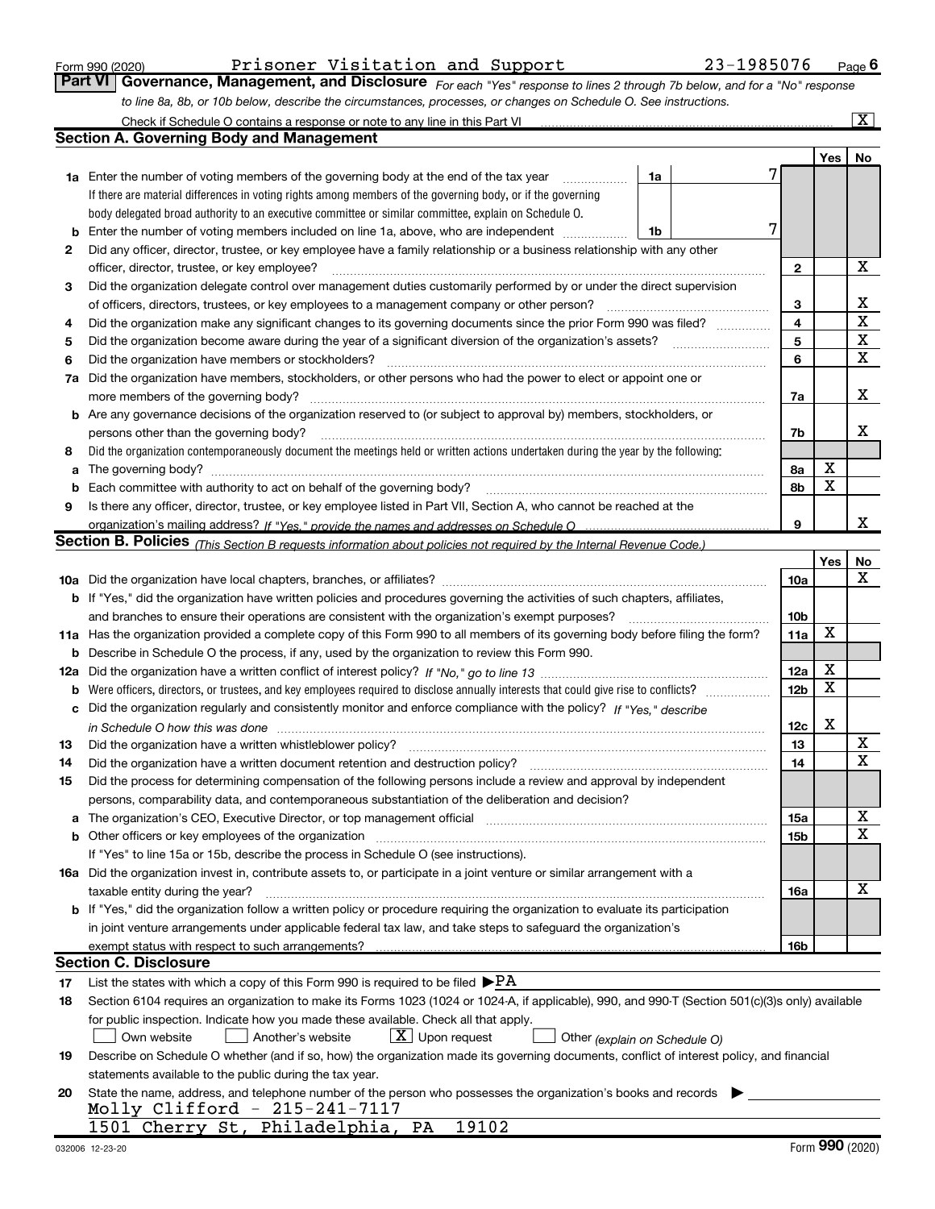Form 990 (2020) Prisoner Visitation and Support 23-1985076 Page 6

## Part VI Governance, Management, and Disclosure

*For each "Yes" response to lines 2 through 7b below, and for a "No" response to line 8a, 8b, or 10b below, describe the circumstances, processes, or changes on Schedule O. See instructions.*

Check if Schedule O contains a response or note to any line in this Part VI [X]

### Section A. Governing Body and Management

| | | | | Yes | No |
|---|---|---|---|---|---|
| 1a | Enter the number of voting members of the governing body at the end of the tax year | 1a | 7 | | |
| | If there are material differences in voting rights among members of the governing body, or if the governing body delegated broad authority to an executive committee or similar committee, explain on Schedule O. | | | | |
| b | Enter the number of voting members included on line 1a, above, who are independent | 1b | 7 | | |
| 2 | Did any officer, director, trustee, or key employee have a family relationship or a business relationship with any other officer, director, trustee, or key employee? | 2 | | | X |
| 3 | Did the organization delegate control over management duties customarily performed by or under the direct supervision of officers, directors, trustees, or key employees to a management company or other person? | 3 | | | X |
| 4 | Did the organization make any significant changes to its governing documents since the prior Form 990 was filed? | 4 | | | X |
| 5 | Did the organization become aware during the year of a significant diversion of the organization's assets? | 5 | | | X |
| 6 | Did the organization have members or stockholders? | 6 | | | X |
| 7a | Did the organization have members, stockholders, or other persons who had the power to elect or appoint one or more members of the governing body? | 7a | | | X |
| b | Are any governance decisions of the organization reserved to (or subject to approval by) members, stockholders, or persons other than the governing body? | 7b | | | X |
| 8 | Did the organization contemporaneously document the meetings held or written actions undertaken during the year by the following: | | | | |
| a | The governing body? | 8a | | X | |
| b | Each committee with authority to act on behalf of the governing body? | 8b | | X | |
| 9 | Is there any officer, director, trustee, or key employee listed in Part VII, Section A, who cannot be reached at the organization's mailing address? *If "Yes," provide the names and addresses on Schedule O* | 9 | | | X |

### Section B. Policies *(This Section B requests information about policies not required by the Internal Revenue Code.)*

| | | | Yes | No |
|---|---|---|---|---|
| 10a | Did the organization have local chapters, branches, or affiliates? | 10a | | X |
| b | If "Yes," did the organization have written policies and procedures governing the activities of such chapters, affiliates, and branches to ensure their operations are consistent with the organization's exempt purposes? | 10b | | |
| 11a | Has the organization provided a complete copy of this Form 990 to all members of its governing body before filing the form? | 11a | X | |
| b | Describe in Schedule O the process, if any, used by the organization to review this Form 990. | | | |
| 12a | Did the organization have a written conflict of interest policy? *If "No," go to line 13* | 12a | X | |
| b | Were officers, directors, or trustees, and key employees required to disclose annually interests that could give rise to conflicts? | 12b | X | |
| c | Did the organization regularly and consistently monitor and enforce compliance with the policy? *If "Yes," describe in Schedule O how this was done* | 12c | X | |
| 13 | Did the organization have a written whistleblower policy? | 13 | | X |
| 14 | Did the organization have a written document retention and destruction policy? | 14 | | X |
| 15 | Did the process for determining compensation of the following persons include a review and approval by independent persons, comparability data, and contemporaneous substantiation of the deliberation and decision? | | | |
| a | The organization's CEO, Executive Director, or top management official | 15a | | X |
| b | Other officers or key employees of the organization | 15b | | X |
| | If "Yes" to line 15a or 15b, describe the process in Schedule O (see instructions). | | | |
| 16a | Did the organization invest in, contribute assets to, or participate in a joint venture or similar arrangement with a taxable entity during the year? | 16a | | X |
| b | If "Yes," did the organization follow a written policy or procedure requiring the organization to evaluate its participation in joint venture arrangements under applicable federal tax law, and take steps to safeguard the organization's exempt status with respect to such arrangements? | 16b | | |

### Section C. Disclosure

17 List the states with which a copy of this Form 990 is required to be filed ▶ PA

18 Section 6104 requires an organization to make its Forms 1023 (1024 or 1024-A, if applicable), 990, and 990-T (Section 501(c)(3)s only) available for public inspection. Indicate how you made these available. Check all that apply.

[ ] Own website [ ] Another's website [X] Upon request [ ] Other *(explain on Schedule O)*

19 Describe on Schedule O whether (and if so, how) the organization made its governing documents, conflict of interest policy, and financial statements available to the public during the tax year.

20 State the name, address, and telephone number of the person who possesses the organization's books and records ▶

Molly Clifford - 215-241-7117
1501 Cherry St, Philadelphia, PA 19102

032006 12-23-20 Form 990 (2020)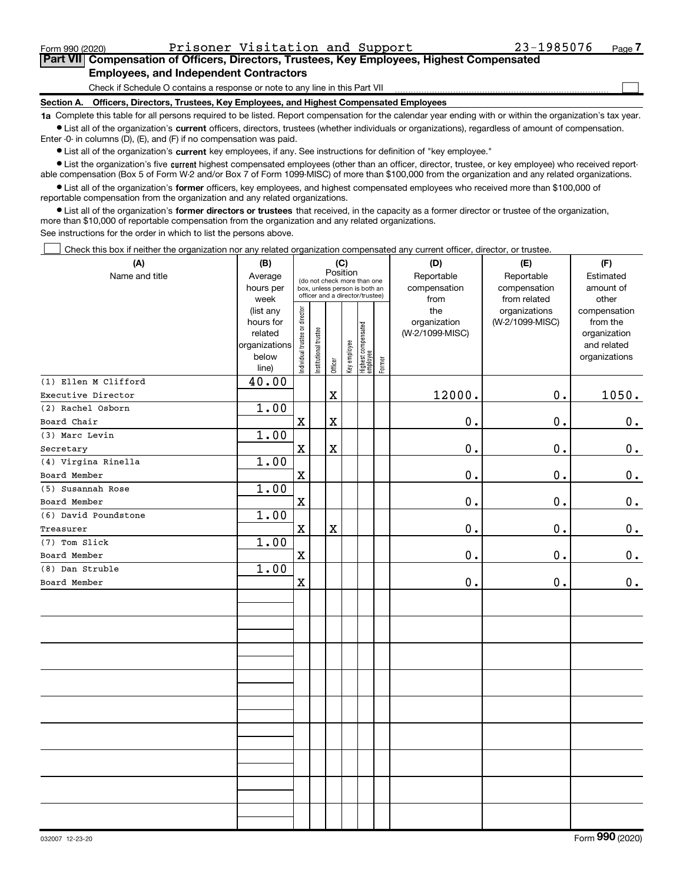Form 990 (2020) Prisoner Visitation and Support 23-1985076 Page 7

## Part VII Compensation of Officers, Directors, Trustees, Key Employees, Highest Compensated Employees, and Independent Contractors

Check if Schedule O contains a response or note to any line in this Part VII ☐

### Section A. Officers, Directors, Trustees, Key Employees, and Highest Compensated Employees

**1a** Complete this table for all persons required to be listed. Report compensation for the calendar year ending with or within the organization's tax year.

- List all of the organization's **current** officers, directors, trustees (whether individuals or organizations), regardless of amount of compensation. Enter -0- in columns (D), (E), and (F) if no compensation was paid.
- List all of the organization's **current** key employees, if any. See instructions for definition of "key employee."
- List the organization's five **current** highest compensated employees (other than an officer, director, trustee, or key employee) who received reportable compensation (Box 5 of Form W-2 and/or Box 7 of Form 1099-MISC) of more than $100,000 from the organization and any related organizations.
- List all of the organization's **former** officers, key employees, and highest compensated employees who received more than $100,000 of reportable compensation from the organization and any related organizations.
- List all of the organization's **former directors or trustees** that received, in the capacity as a former director or trustee of the organization, more than $10,000 of reportable compensation from the organization and any related organizations.

See instructions for the order in which to list the persons above.

☐ Check this box if neither the organization nor any related organization compensated any current officer, director, or trustee.

| (A) Name and title | (B) Average hours per week (list any hours for related organizations below line) | (C) Position: Individual trustee or director | Institutional trustee | Officer | Key employee | Highest compensated employee | Former | (D) Reportable compensation from the organization (W-2/1099-MISC) | (E) Reportable compensation from related organizations (W-2/1099-MISC) | (F) Estimated amount of other compensation from the organization and related organizations |
|---|---|---|---|---|---|---|---|---|---|---|
| (1) Ellen M Clifford<br>Executive Director | 40.00 | | | X | | | | 12000. | 0. | 1050. |
| (2) Rachel Osborn<br>Board Chair | 1.00 | X | | X | | | | 0. | 0. | 0. |
| (3) Marc Levin<br>Secretary | 1.00 | X | | X | | | | 0. | 0. | 0. |
| (4) Virgina Rinella<br>Board Member | 1.00 | X | | | | | | 0. | 0. | 0. |
| (5) Susannah Rose<br>Board Member | 1.00 | X | | | | | | 0. | 0. | 0. |
| (6) David Poundstone<br>Treasurer | 1.00 | X | | X | | | | 0. | 0. | 0. |
| (7) Tom Slick<br>Board Member | 1.00 | X | | | | | | 0. | 0. | 0. |
| (8) Dan Struble<br>Board Member | 1.00 | X | | | | | | 0. | 0. | 0. |

032007 12-23-20 Form **990** (2020)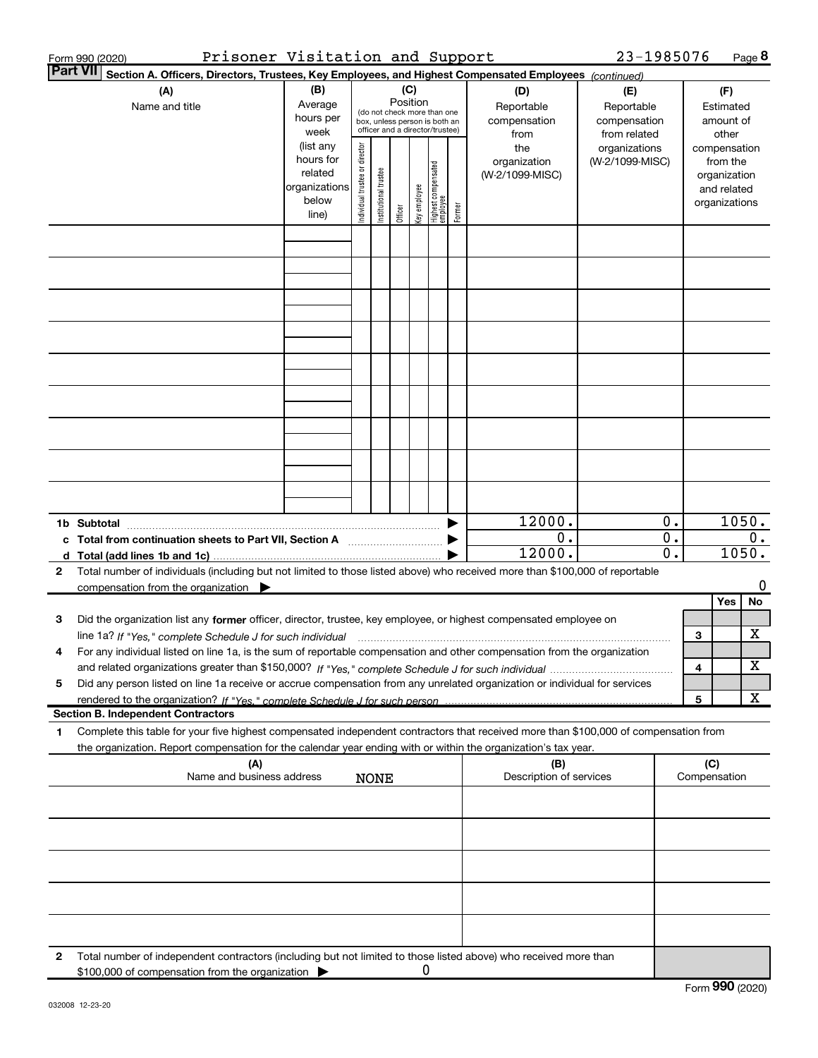Form 990 (2020) Prisoner Visitation and Support 23-1985076 Page 8

## Part VII Section A. Officers, Directors, Trustees, Key Employees, and Highest Compensated Employees *(continued)*

| (A) Name and title | (B) Average hours per week (list any hours for related organizations below line) | (C) Position (do not check more than one box, unless person is both an officer and a director/trustee): Individual trustee or director | Institutional trustee | Officer | Key employee | Highest compensated employee | Former | (D) Reportable compensation from the organization (W-2/1099-MISC) | (E) Reportable compensation from related organizations (W-2/1099-MISC) | (F) Estimated amount of other compensation from the organization and related organizations |
|---|---|---|---|---|---|---|---|---|---|---|
| | | | | | | | | | | |
| | | | | | | | | | | |
| | | | | | | | | | | |
| | | | | | | | | | | |
| | | | | | | | | | | |
| | | | | | | | | | | |
| | | | | | | | | | | |
| | | | | | | | | | | |
| | | | | | | | | | | |
| **1b Subtotal** | | | | | | | | 12000. | 0. | 1050. |
| **c Total from continuation sheets to Part VII, Section A** | | | | | | | | 0. | 0. | 0. |
| **d Total (add lines 1b and 1c)** | | | | | | | | 12000. | 0. | 1050. |

**2** Total number of individuals (including but not limited to those listed above) who received more than $100,000 of reportable compensation from the organization ▶ 0

| | | | Yes | No |
|---|---|---|---|---|
| **3** | Did the organization list any **former** officer, director, trustee, key employee, or highest compensated employee on line 1a? *If "Yes," complete Schedule J for such individual* | 3 | | X |
| **4** | For any individual listed on line 1a, is the sum of reportable compensation and other compensation from the organization and related organizations greater than $150,000? *If "Yes," complete Schedule J for such individual* | 4 | | X |
| **5** | Did any person listed on line 1a receive or accrue compensation from any unrelated organization or individual for services rendered to the organization? *If "Yes," complete Schedule J for such person* | 5 | | X |

### Section B. Independent Contractors

**1** Complete this table for your five highest compensated independent contractors that received more than $100,000 of compensation from the organization. Report compensation for the calendar year ending with or within the organization's tax year.

| (A) Name and business address NONE | (B) Description of services | (C) Compensation |
|---|---|---|
| | | |
| | | |
| | | |
| | | |
| | | |

**2** Total number of independent contractors (including but not limited to those listed above) who received more than $100,000 of compensation from the organization ▶ 0

Form **990** (2020)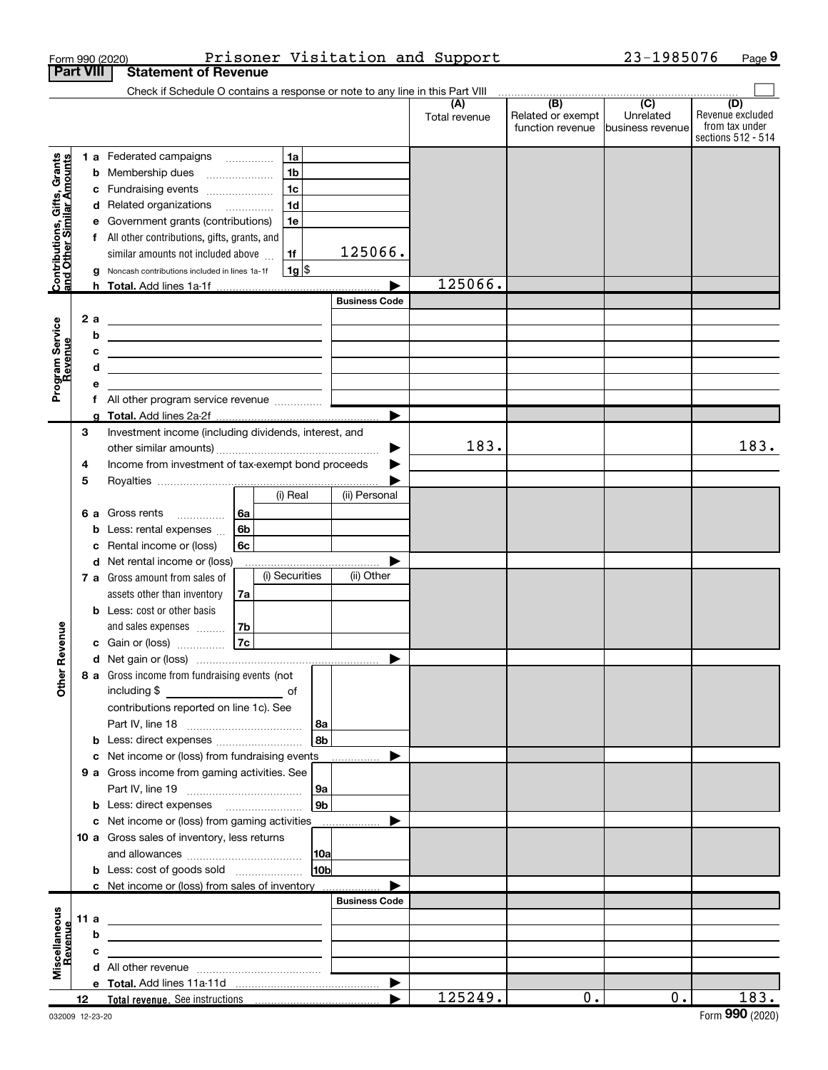Form 990 (2020) Prisoner Visitation and Support 23-1985076 Page 9

**Part VIII Statement of Revenue**

Check if Schedule O contains a response or note to any line in this Part VIII

| | | | (A) Total revenue | (B) Related or exempt function revenue | (C) Unrelated business revenue | (D) Revenue excluded from tax under sections 512 - 514 |
|---|---|---|---|---|---|---|
| **Contributions, Gifts, Grants and Other Similar Amounts** | 1 a Federated campaigns | 1a | | | | |
| | b Membership dues | 1b | | | | |
| | c Fundraising events | 1c | | | | |
| | d Related organizations | 1d | | | | |
| | e Government grants (contributions) | 1e | | | | |
| | f All other contributions, gifts, grants, and similar amounts not included above | 1f 125066. | | | | |
| | g Noncash contributions included in lines 1a-1f | 1g $ | | | | |
| | h Total. Add lines 1a-1f | | 125066. | | | |
| **Program Service Revenue** | | Business Code | | | | |
| | 2 a | | | | | |
| | b | | | | | |
| | c | | | | | |
| | d | | | | | |
| | e | | | | | |
| | f All other program service revenue | | | | | |
| | g Total. Add lines 2a-2f | | | | | |
| **Other Revenue** | 3 Investment income (including dividends, interest, and other similar amounts) | | 183. | | | 183. |
| | 4 Income from investment of tax-exempt bond proceeds | | | | | |
| | 5 Royalties | | | | | |
| | 6 a Gross rents | 6a (i) Real: / (ii) Personal: | | | | |
| | b Less: rental expenses | 6b | | | | |
| | c Rental income or (loss) | 6c | | | | |
| | d Net rental income or (loss) | | | | | |
| | 7 a Gross amount from sales of assets other than inventory | 7a (i) Securities: / (ii) Other: | | | | |
| | b Less: cost or other basis and sales expenses | 7b | | | | |
| | c Gain or (loss) | 7c | | | | |
| | d Net gain or (loss) | | | | | |
| | 8 a Gross income from fundraising events (not including $ of contributions reported on line 1c). See Part IV, line 18 | 8a | | | | |
| | b Less: direct expenses | 8b | | | | |
| | c Net income or (loss) from fundraising events | | | | | |
| | 9 a Gross income from gaming activities. See Part IV, line 19 | 9a | | | | |
| | b Less: direct expenses | 9b | | | | |
| | c Net income or (loss) from gaming activities | | | | | |
| | 10 a Gross sales of inventory, less returns and allowances | 10a | | | | |
| | b Less: cost of goods sold | 10b | | | | |
| | c Net income or (loss) from sales of inventory | | | | | |
| **Miscellaneous Revenue** | | Business Code | | | | |
| | 11 a | | | | | |
| | b | | | | | |
| | c | | | | | |
| | d All other revenue | | | | | |
| | e Total. Add lines 11a-11d | | | | | |
| | 12 Total revenue. See instructions | | 125249. | 0. | 0. | 183. |

032009 12-23-20 Form 990 (2020)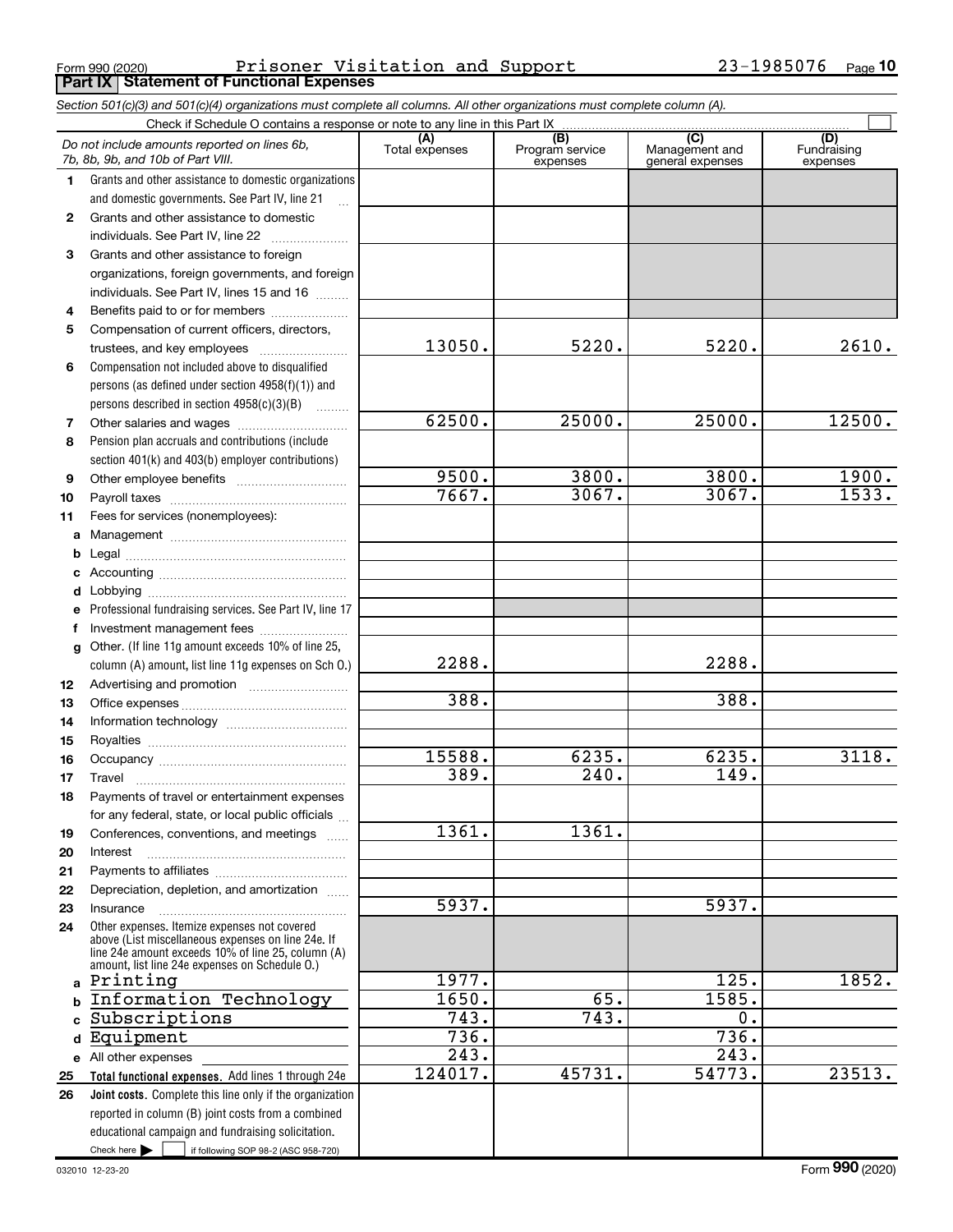Form 990 (2020) Prisoner Visitation and Support 23-1985076 Page 10

## Part IX Statement of Functional Expenses

*Section 501(c)(3) and 501(c)(4) organizations must complete all columns. All other organizations must complete column (A).*

Check if Schedule O contains a response or note to any line in this Part IX

| | *Do not include amounts reported on lines 6b, 7b, 8b, 9b, and 10b of Part VIII.* | (A) Total expenses | (B) Program service expenses | (C) Management and general expenses | (D) Fundraising expenses |
|---|---|---|---|---|---|
| 1 | Grants and other assistance to domestic organizations and domestic governments. See Part IV, line 21 | | | | |
| 2 | Grants and other assistance to domestic individuals. See Part IV, line 22 | | | | |
| 3 | Grants and other assistance to foreign organizations, foreign governments, and foreign individuals. See Part IV, lines 15 and 16 | | | | |
| 4 | Benefits paid to or for members | | | | |
| 5 | Compensation of current officers, directors, trustees, and key employees | 13050. | 5220. | 5220. | 2610. |
| 6 | Compensation not included above to disqualified persons (as defined under section 4958(f)(1)) and persons described in section 4958(c)(3)(B) | | | | |
| 7 | Other salaries and wages | 62500. | 25000. | 25000. | 12500. |
| 8 | Pension plan accruals and contributions (include section 401(k) and 403(b) employer contributions) | | | | |
| 9 | Other employee benefits | 9500. | 3800. | 3800. | 1900. |
| 10 | Payroll taxes | 7667. | 3067. | 3067. | 1533. |
| 11 | Fees for services (nonemployees): | | | | |
| a | Management | | | | |
| b | Legal | | | | |
| c | Accounting | | | | |
| d | Lobbying | | | | |
| e | Professional fundraising services. See Part IV, line 17 | | | | |
| f | Investment management fees | | | | |
| g | Other. (If line 11g amount exceeds 10% of line 25, column (A) amount, list line 11g expenses on Sch O.) | 2288. | | 2288. | |
| 12 | Advertising and promotion | | | | |
| 13 | Office expenses | 388. | | 388. | |
| 14 | Information technology | | | | |
| 15 | Royalties | | | | |
| 16 | Occupancy | 15588. | 6235. | 6235. | 3118. |
| 17 | Travel | 389. | 240. | 149. | |
| 18 | Payments of travel or entertainment expenses for any federal, state, or local public officials | | | | |
| 19 | Conferences, conventions, and meetings | 1361. | 1361. | | |
| 20 | Interest | | | | |
| 21 | Payments to affiliates | | | | |
| 22 | Depreciation, depletion, and amortization | | | | |
| 23 | Insurance | 5937. | | 5937. | |
| 24 | Other expenses. Itemize expenses not covered above (List miscellaneous expenses on line 24e. If line 24e amount exceeds 10% of line 25, column (A) amount, list line 24e expenses on Schedule O.) | | | | |
| a | Printing | 1977. | | 125. | 1852. |
| b | Information Technology | 1650. | 65. | 1585. | |
| c | Subscriptions | 743. | 743. | 0. | |
| d | Equipment | 736. | | 736. | |
| e | All other expenses | 243. | | 243. | |
| 25 | **Total functional expenses.** Add lines 1 through 24e | 124017. | 45731. | 54773. | 23513. |
| 26 | **Joint costs.** Complete this line only if the organization reported in column (B) joint costs from a combined educational campaign and fundraising solicitation. Check here ☐ if following SOP 98-2 (ASC 958-720) | | | | |

032010 12-23-20 Form **990** (2020)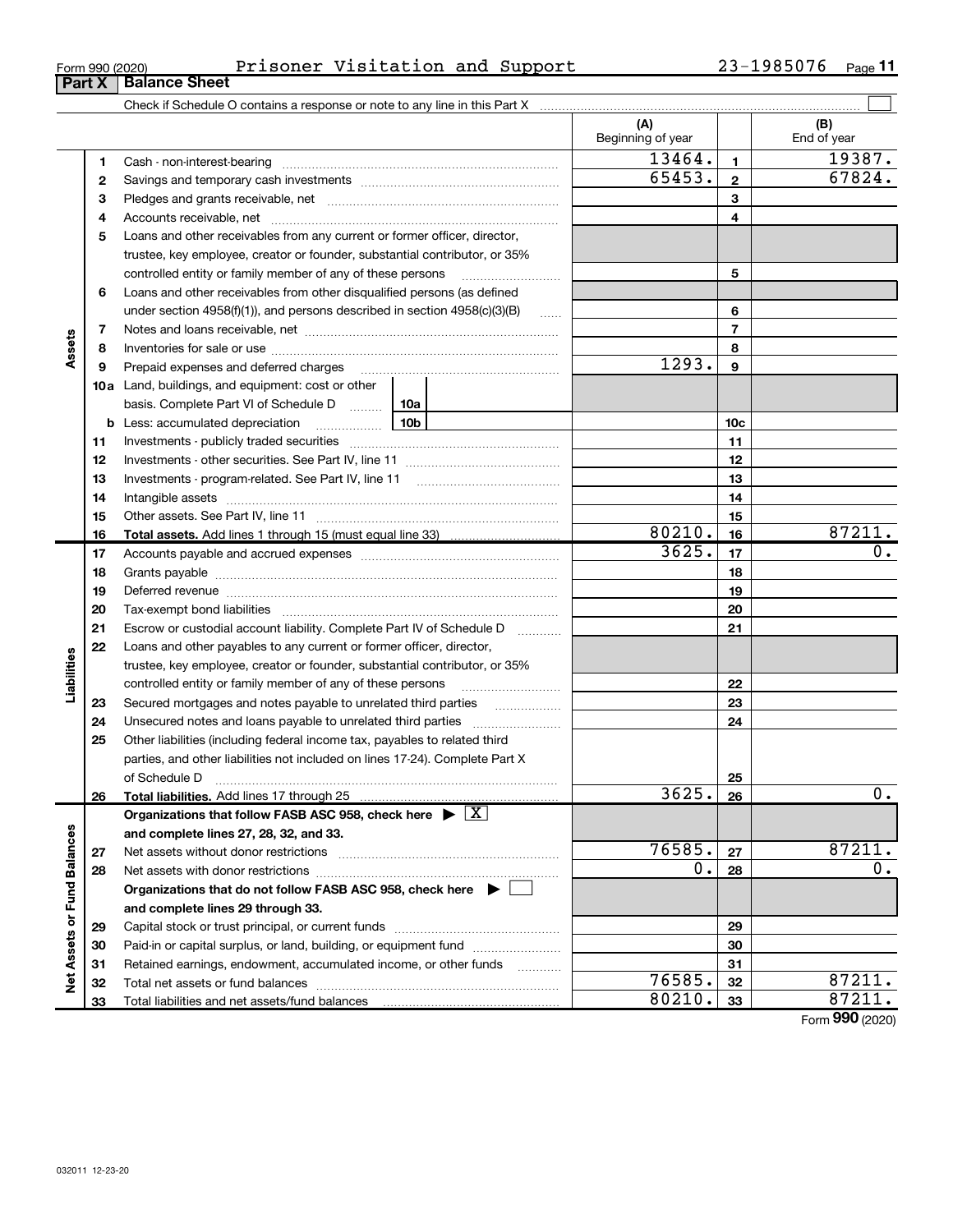Form 990 (2020) Prisoner Visitation and Support 23-1985076

## Part X Balance Sheet

Check if Schedule O contains a response or note to any line in this Part X

| | | | (A) Beginning of year | | (B) End of year |
|---|---|---|---|---|---|
| **Assets** | 1 | Cash - non-interest-bearing | 13464. | 1 | 19387. |
| | 2 | Savings and temporary cash investments | 65453. | 2 | 67824. |
| | 3 | Pledges and grants receivable, net | | 3 | |
| | 4 | Accounts receivable, net | | 4 | |
| | 5 | Loans and other receivables from any current or former officer, director, trustee, key employee, creator or founder, substantial contributor, or 35% controlled entity or family member of any of these persons | | 5 | |
| | 6 | Loans and other receivables from other disqualified persons (as defined under section 4958(f)(1)), and persons described in section 4958(c)(3)(B) | | 6 | |
| | 7 | Notes and loans receivable, net | | 7 | |
| | 8 | Inventories for sale or use | | 8 | |
| | 9 | Prepaid expenses and deferred charges | 1293. | 9 | |
| | 10a | Land, buildings, and equipment: cost or other basis. Complete Part VI of Schedule D ... 10a | | | |
| | b | Less: accumulated depreciation ... 10b | | 10c | |
| | 11 | Investments - publicly traded securities | | 11 | |
| | 12 | Investments - other securities. See Part IV, line 11 | | 12 | |
| | 13 | Investments - program-related. See Part IV, line 11 | | 13 | |
| | 14 | Intangible assets | | 14 | |
| | 15 | Other assets. See Part IV, line 11 | | 15 | |
| | 16 | **Total assets.** Add lines 1 through 15 (must equal line 33) | 80210. | 16 | 87211. |
| **Liabilities** | 17 | Accounts payable and accrued expenses | 3625. | 17 | 0. |
| | 18 | Grants payable | | 18 | |
| | 19 | Deferred revenue | | 19 | |
| | 20 | Tax-exempt bond liabilities | | 20 | |
| | 21 | Escrow or custodial account liability. Complete Part IV of Schedule D | | 21 | |
| | 22 | Loans and other payables to any current or former officer, director, trustee, key employee, creator or founder, substantial contributor, or 35% controlled entity or family member of any of these persons | | 22 | |
| | 23 | Secured mortgages and notes payable to unrelated third parties | | 23 | |
| | 24 | Unsecured notes and loans payable to unrelated third parties | | 24 | |
| | 25 | Other liabilities (including federal income tax, payables to related third parties, and other liabilities not included on lines 17-24). Complete Part X of Schedule D | | 25 | |
| | 26 | **Total liabilities.** Add lines 17 through 25 | 3625. | 26 | 0. |
| **Net Assets or Fund Balances** | | **Organizations that follow FASB ASC 958, check here** ▶ [X] **and complete lines 27, 28, 32, and 33.** | | | |
| | 27 | Net assets without donor restrictions | 76585. | 27 | 87211. |
| | 28 | Net assets with donor restrictions | 0. | 28 | 0. |
| | | **Organizations that do not follow FASB ASC 958, check here** ▶ [ ] **and complete lines 29 through 33.** | | | |
| | 29 | Capital stock or trust principal, or current funds | | 29 | |
| | 30 | Paid-in or capital surplus, or land, building, or equipment fund | | 30 | |
| | 31 | Retained earnings, endowment, accumulated income, or other funds | | 31 | |
| | 32 | Total net assets or fund balances | 76585. | 32 | 87211. |
| | 33 | Total liabilities and net assets/fund balances | 80210. | 33 | 87211. |

Form **990** (2020)

032011 12-23-20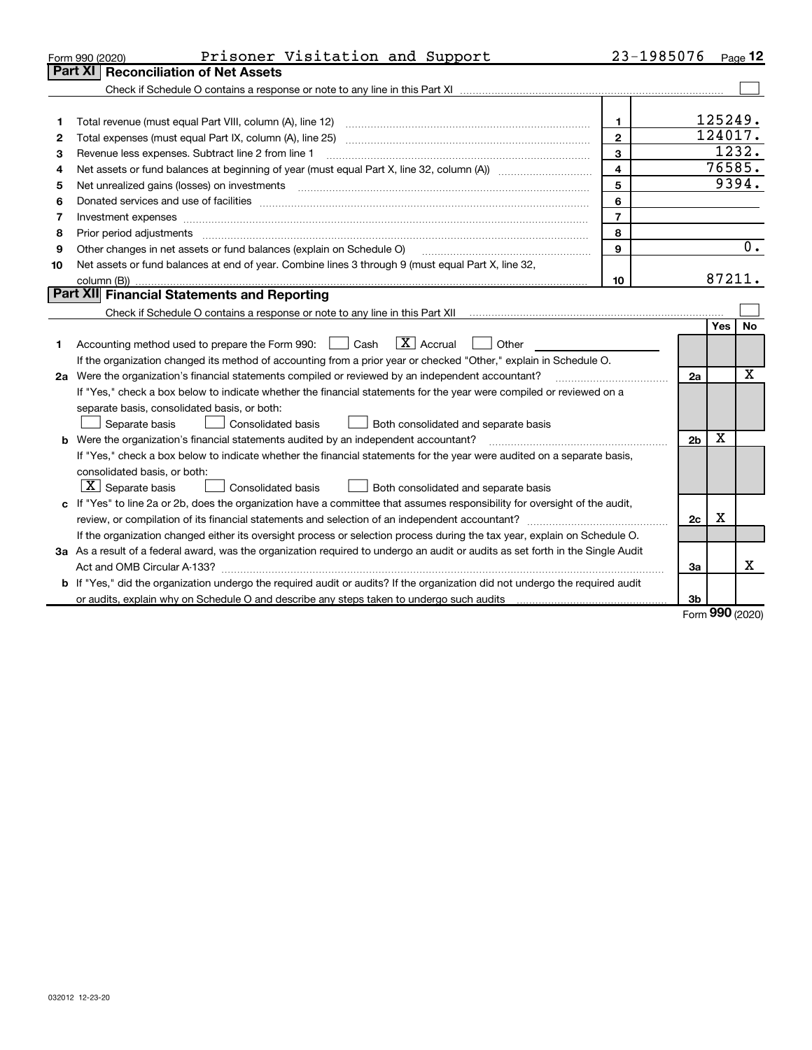Form 990 (2020) Prisoner Visitation and Support 23-1985076

## Part XI Reconciliation of Net Assets

Check if Schedule O contains a response or note to any line in this Part XI ☐

| | | | |
|---|---|---|---|
| 1 | Total revenue (must equal Part VIII, column (A), line 12) | 1 | 125249. |
| 2 | Total expenses (must equal Part IX, column (A), line 25) | 2 | 124017. |
| 3 | Revenue less expenses. Subtract line 2 from line 1 | 3 | 1232. |
| 4 | Net assets or fund balances at beginning of year (must equal Part X, line 32, column (A)) | 4 | 76585. |
| 5 | Net unrealized gains (losses) on investments | 5 | 9394. |
| 6 | Donated services and use of facilities | 6 | |
| 7 | Investment expenses | 7 | |
| 8 | Prior period adjustments | 8 | |
| 9 | Other changes in net assets or fund balances (explain on Schedule O) | 9 | 0. |
| 10 | Net assets or fund balances at end of year. Combine lines 3 through 9 (must equal Part X, line 32, column (B)) | 10 | 87211. |

## Part XII Financial Statements and Reporting

Check if Schedule O contains a response or note to any line in this Part XII ☐

| | | | Yes | No |
|---|---|---|---|---|
| 1 | Accounting method used to prepare the Form 990: ☐ Cash ☒ Accrual ☐ Other ______<br>If the organization changed its method of accounting from a prior year or checked "Other," explain in Schedule O. | | | |
| 2a | Were the organization's financial statements compiled or reviewed by an independent accountant?<br>If "Yes," check a box below to indicate whether the financial statements for the year were compiled or reviewed on a separate basis, consolidated basis, or both:<br>☐ Separate basis ☐ Consolidated basis ☐ Both consolidated and separate basis | 2a | | X |
| b | Were the organization's financial statements audited by an independent accountant?<br>If "Yes," check a box below to indicate whether the financial statements for the year were audited on a separate basis, consolidated basis, or both:<br>☒ Separate basis ☐ Consolidated basis ☐ Both consolidated and separate basis | 2b | X | |
| c | If "Yes" to line 2a or 2b, does the organization have a committee that assumes responsibility for oversight of the audit, review, or compilation of its financial statements and selection of an independent accountant?<br>If the organization changed either its oversight process or selection process during the tax year, explain on Schedule O. | 2c | X | |
| 3a | As a result of a federal award, was the organization required to undergo an audit or audits as set forth in the Single Audit Act and OMB Circular A-133? | 3a | | X |
| b | If "Yes," did the organization undergo the required audit or audits? If the organization did not undergo the required audit or audits, explain why on Schedule O and describe any steps taken to undergo such audits | 3b | | |

Form **990** (2020)

032012 12-23-20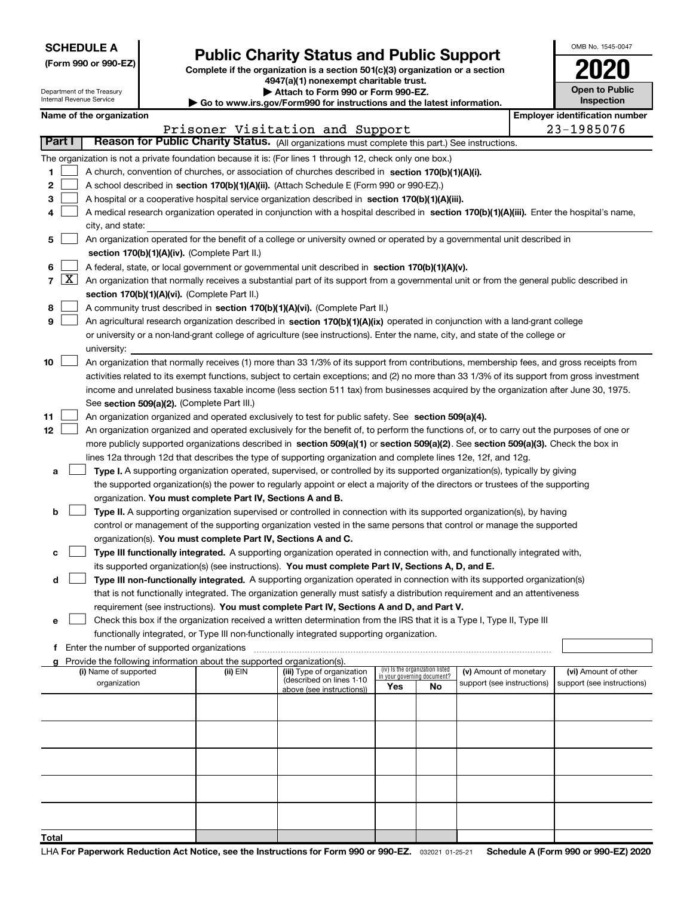**SCHEDULE A**
**(Form 990 or 990-EZ)**

Department of the Treasury
Internal Revenue Service

# Public Charity Status and Public Support

**Complete if the organization is a section 501(c)(3) organization or a section 4947(a)(1) nonexempt charitable trust.**
**▶ Attach to Form 990 or Form 990-EZ.**
**▶ Go to www.irs.gov/Form990 for instructions and the latest information.**

OMB No. 1545-0047

**2020**

**Open to Public Inspection**

**Name of the organization**
Prisoner Visitation and Support

**Employer identification number**
23-1985076

## Part I Reason for Public Charity Status. (All organizations must complete this part.) See instructions.

The organization is not a private foundation because it is: (For lines 1 through 12, check only one box.)

1 [ ] A church, convention of churches, or association of churches described in **section 170(b)(1)(A)(i).**

2 [ ] A school described in **section 170(b)(1)(A)(ii).** (Attach Schedule E (Form 990 or 990-EZ).)

3 [ ] A hospital or a cooperative hospital service organization described in **section 170(b)(1)(A)(iii).**

4 [ ] A medical research organization operated in conjunction with a hospital described in **section 170(b)(1)(A)(iii).** Enter the hospital's name, city, and state:

5 [ ] An organization operated for the benefit of a college or university owned or operated by a governmental unit described in **section 170(b)(1)(A)(iv).** (Complete Part II.)

6 [ ] A federal, state, or local government or governmental unit described in **section 170(b)(1)(A)(v).**

7 [X] An organization that normally receives a substantial part of its support from a governmental unit or from the general public described in **section 170(b)(1)(A)(vi).** (Complete Part II.)

8 [ ] A community trust described in **section 170(b)(1)(A)(vi).** (Complete Part II.)

9 [ ] An agricultural research organization described in **section 170(b)(1)(A)(ix)** operated in conjunction with a land-grant college or university or a non-land-grant college of agriculture (see instructions). Enter the name, city, and state of the college or university:

10 [ ] An organization that normally receives (1) more than 33 1/3% of its support from contributions, membership fees, and gross receipts from activities related to its exempt functions, subject to certain exceptions; and (2) no more than 33 1/3% of its support from gross investment income and unrelated business taxable income (less section 511 tax) from businesses acquired by the organization after June 30, 1975. See **section 509(a)(2).** (Complete Part III.)

11 [ ] An organization organized and operated exclusively to test for public safety. See **section 509(a)(4).**

12 [ ] An organization organized and operated exclusively for the benefit of, to perform the functions of, or to carry out the purposes of one or more publicly supported organizations described in **section 509(a)(1)** or **section 509(a)(2)**. See **section 509(a)(3).** Check the box in lines 12a through 12d that describes the type of supporting organization and complete lines 12e, 12f, and 12g.

a [ ] **Type I.** A supporting organization operated, supervised, or controlled by its supported organization(s), typically by giving the supported organization(s) the power to regularly appoint or elect a majority of the directors or trustees of the supporting organization. **You must complete Part IV, Sections A and B.**

b [ ] **Type II.** A supporting organization supervised or controlled in connection with its supported organization(s), by having control or management of the supporting organization vested in the same persons that control or manage the supported organization(s). **You must complete Part IV, Sections A and C.**

c [ ] **Type III functionally integrated.** A supporting organization operated in connection with, and functionally integrated with, its supported organization(s) (see instructions). **You must complete Part IV, Sections A, D, and E.**

d [ ] **Type III non-functionally integrated.** A supporting organization operated in connection with its supported organization(s) that is not functionally integrated. The organization generally must satisfy a distribution requirement and an attentiveness requirement (see instructions). **You must complete Part IV, Sections A and D, and Part V.**

e [ ] Check this box if the organization received a written determination from the IRS that it is a Type I, Type II, Type III functionally integrated, or Type III non-functionally integrated supporting organization.

f Enter the number of supported organizations

g Provide the following information about the supported organization(s).

| (i) Name of supported organization | (ii) EIN | (iii) Type of organization (described on lines 1-10 above (see instructions)) | (iv) Is the organization listed in your governing document? Yes | No | (v) Amount of monetary support (see instructions) | (vi) Amount of other support (see instructions) |
|---|---|---|---|---|---|---|
| | | | | | | |
| | | | | | | |
| | | | | | | |
| | | | | | | |
| | | | | | | |
| **Total** | | | | | | |

LHA **For Paperwork Reduction Act Notice, see the Instructions for Form 990 or 990-EZ.** 032021 01-25-21 **Schedule A (Form 990 or 990-EZ) 2020**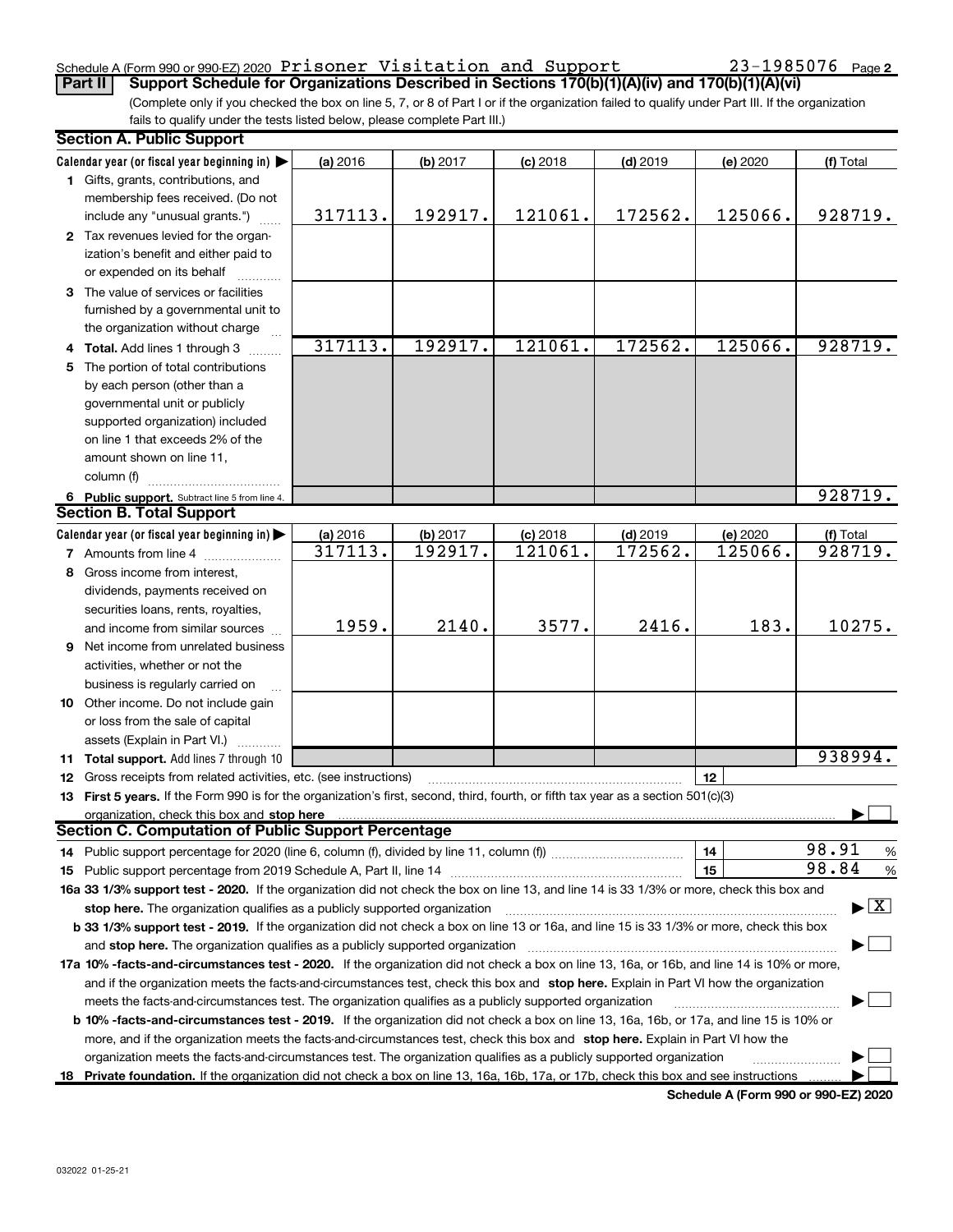Schedule A (Form 990 or 990-EZ) 2020 Prisoner Visitation and Support 23-1985076 Page 2

**Part II Support Schedule for Organizations Described in Sections 170(b)(1)(A)(iv) and 170(b)(1)(A)(vi)**

(Complete only if you checked the box on line 5, 7, or 8 of Part I or if the organization failed to qualify under Part III. If the organization fails to qualify under the tests listed below, please complete Part III.)

**Section A. Public Support**

| Calendar year (or fiscal year beginning in) ▶ | (a) 2016 | (b) 2017 | (c) 2018 | (d) 2019 | (e) 2020 | (f) Total |
|---|---|---|---|---|---|---|
| 1 Gifts, grants, contributions, and membership fees received. (Do not include any "unusual grants.") | 317113. | 192917. | 121061. | 172562. | 125066. | 928719. |
| 2 Tax revenues levied for the organization's benefit and either paid to or expended on its behalf | | | | | | |
| 3 The value of services or facilities furnished by a governmental unit to the organization without charge | | | | | | |
| 4 **Total.** Add lines 1 through 3 | 317113. | 192917. | 121061. | 172562. | 125066. | 928719. |
| 5 The portion of total contributions by each person (other than a governmental unit or publicly supported organization) included on line 1 that exceeds 2% of the amount shown on line 11, column (f) | | | | | | |
| 6 **Public support.** Subtract line 5 from line 4. | | | | | | 928719. |

**Section B. Total Support**

| Calendar year (or fiscal year beginning in) ▶ | (a) 2016 | (b) 2017 | (c) 2018 | (d) 2019 | (e) 2020 | (f) Total |
|---|---|---|---|---|---|---|
| 7 Amounts from line 4 | 317113. | 192917. | 121061. | 172562. | 125066. | 928719. |
| 8 Gross income from interest, dividends, payments received on securities loans, rents, royalties, and income from similar sources | 1959. | 2140. | 3577. | 2416. | 183. | 10275. |
| 9 Net income from unrelated business activities, whether or not the business is regularly carried on | | | | | | |
| 10 Other income. Do not include gain or loss from the sale of capital assets (Explain in Part VI.) | | | | | | |
| 11 **Total support.** Add lines 7 through 10 | | | | | | 938994. |

12 Gross receipts from related activities, etc. (see instructions) | 12 |

13 **First 5 years.** If the Form 990 is for the organization's first, second, third, fourth, or fifth tax year as a section 501(c)(3) organization, check this box and **stop here** ▶ ☐

**Section C. Computation of Public Support Percentage**

14 Public support percentage for 2020 (line 6, column (f), divided by line 11, column (f)) | 14 | 98.91 %

15 Public support percentage from 2019 Schedule A, Part II, line 14 | 15 | 98.84 %

**16a 33 1/3% support test - 2020.** If the organization did not check the box on line 13, and line 14 is 33 1/3% or more, check this box and **stop here.** The organization qualifies as a publicly supported organization ▶ ☒

**b 33 1/3% support test - 2019.** If the organization did not check a box on line 13 or 16a, and line 15 is 33 1/3% or more, check this box and **stop here.** The organization qualifies as a publicly supported organization ▶ ☐

**17a 10% -facts-and-circumstances test - 2020.** If the organization did not check a box on line 13, 16a, or 16b, and line 14 is 10% or more, and if the organization meets the facts-and-circumstances test, check this box and **stop here.** Explain in Part VI how the organization meets the facts-and-circumstances test. The organization qualifies as a publicly supported organization ▶ ☐

**b 10% -facts-and-circumstances test - 2019.** If the organization did not check a box on line 13, 16a, 16b, or 17a, and line 15 is 10% or more, and if the organization meets the facts-and-circumstances test, check this box and **stop here.** Explain in Part VI how the organization meets the facts-and-circumstances test. The organization qualifies as a publicly supported organization ▶ ☐

**18 Private foundation.** If the organization did not check a box on line 13, 16a, 16b, 17a, or 17b, check this box and see instructions ▶ ☐

**Schedule A (Form 990 or 990-EZ) 2020**

032022 01-25-21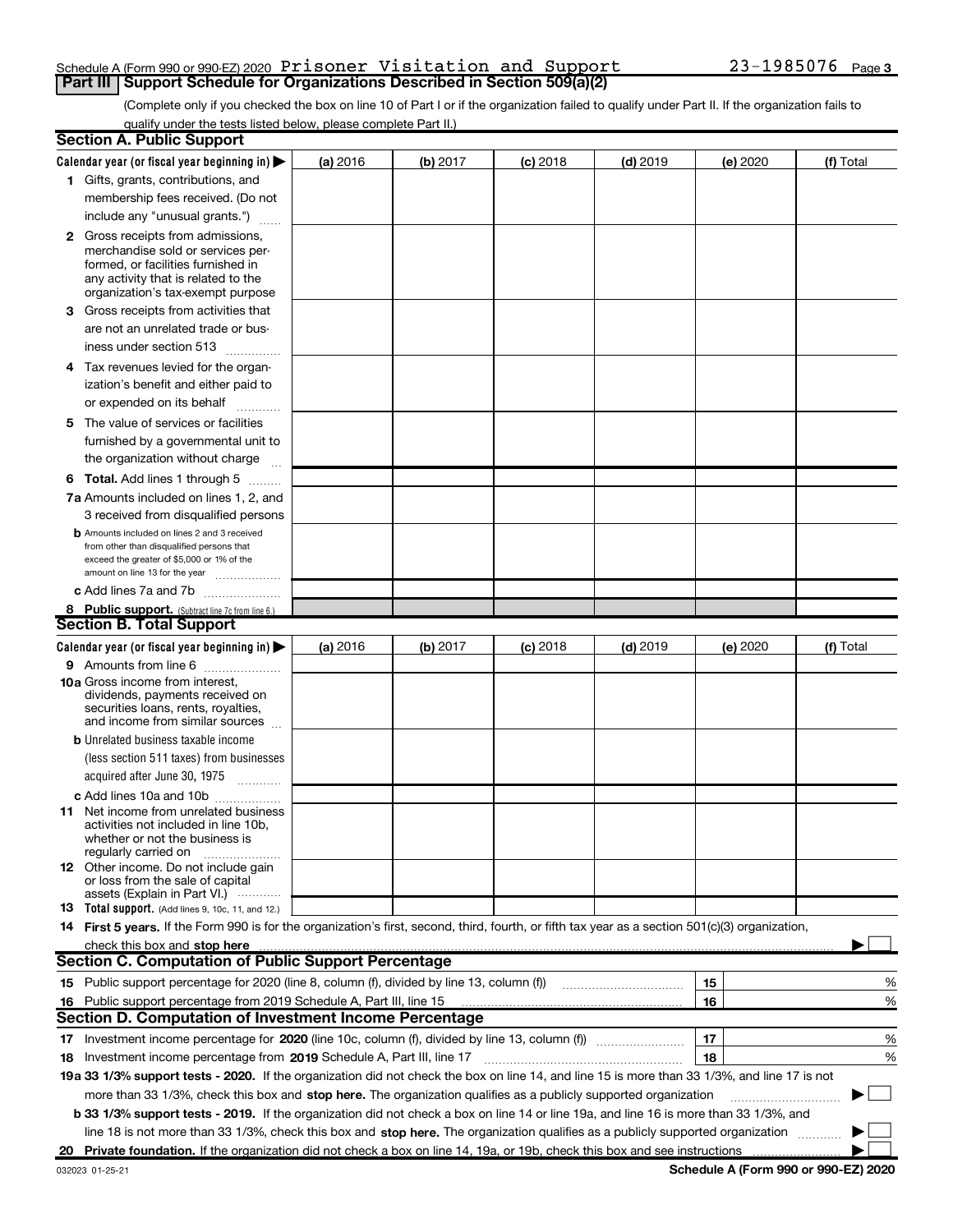Schedule A (Form 990 or 990-EZ) 2020 Prisoner Visitation and Support 23-1985076 Page 3

**Part III | Support Schedule for Organizations Described in Section 509(a)(2)**

(Complete only if you checked the box on line 10 of Part I or if the organization failed to qualify under Part II. If the organization fails to qualify under the tests listed below, please complete Part II.)

## Section A. Public Support

| Calendar year (or fiscal year beginning in) ▶ | (a) 2016 | (b) 2017 | (c) 2018 | (d) 2019 | (e) 2020 | (f) Total |
|---|---|---|---|---|---|---|
| 1 Gifts, grants, contributions, and membership fees received. (Do not include any "unusual grants.") | | | | | | |
| 2 Gross receipts from admissions, merchandise sold or services performed, or facilities furnished in any activity that is related to the organization's tax-exempt purpose | | | | | | |
| 3 Gross receipts from activities that are not an unrelated trade or business under section 513 | | | | | | |
| 4 Tax revenues levied for the organization's benefit and either paid to or expended on its behalf | | | | | | |
| 5 The value of services or facilities furnished by a governmental unit to the organization without charge | | | | | | |
| 6 **Total.** Add lines 1 through 5 | | | | | | |
| 7a Amounts included on lines 1, 2, and 3 received from disqualified persons | | | | | | |
| b Amounts included on lines 2 and 3 received from other than disqualified persons that exceed the greater of $5,000 or 1% of the amount on line 13 for the year | | | | | | |
| c Add lines 7a and 7b | | | | | | |
| 8 **Public support.** (Subtract line 7c from line 6.) | | | | | | |

## Section B. Total Support

| Calendar year (or fiscal year beginning in) ▶ | (a) 2016 | (b) 2017 | (c) 2018 | (d) 2019 | (e) 2020 | (f) Total |
|---|---|---|---|---|---|---|
| 9 Amounts from line 6 | | | | | | |
| 10a Gross income from interest, dividends, payments received on securities loans, rents, royalties, and income from similar sources | | | | | | |
| b Unrelated business taxable income (less section 511 taxes) from businesses acquired after June 30, 1975 | | | | | | |
| c Add lines 10a and 10b | | | | | | |
| 11 Net income from unrelated business activities not included in line 10b, whether or not the business is regularly carried on | | | | | | |
| 12 Other income. Do not include gain or loss from the sale of capital assets (Explain in Part VI.) | | | | | | |
| 13 **Total support.** (Add lines 9, 10c, 11, and 12.) | | | | | | |

**14 First 5 years.** If the Form 990 is for the organization's first, second, third, fourth, or fifth tax year as a section 501(c)(3) organization, check this box and **stop here** ▶ ☐

## Section C. Computation of Public Support Percentage

| | | | |
|---|---|---|---|
| 15 | Public support percentage for 2020 (line 8, column (f), divided by line 13, column (f)) | 15 | % |
| 16 | Public support percentage from 2019 Schedule A, Part III, line 15 | 16 | % |

## Section D. Computation of Investment Income Percentage

| | | | |
|---|---|---|---|
| 17 | Investment income percentage for **2020** (line 10c, column (f), divided by line 13, column (f)) | 17 | % |
| 18 | Investment income percentage from **2019** Schedule A, Part III, line 17 | 18 | % |

**19a 33 1/3% support tests - 2020.** If the organization did not check the box on line 14, and line 15 is more than 33 1/3%, and line 17 is not more than 33 1/3%, check this box and **stop here.** The organization qualifies as a publicly supported organization ▶ ☐

**b 33 1/3% support tests - 2019.** If the organization did not check a box on line 14 or line 19a, and line 16 is more than 33 1/3%, and line 18 is not more than 33 1/3%, check this box and **stop here.** The organization qualifies as a publicly supported organization ▶ ☐

**20 Private foundation.** If the organization did not check a box on line 14, 19a, or 19b, check this box and see instructions ▶ ☐

032023 01-25-21

**Schedule A (Form 990 or 990-EZ) 2020**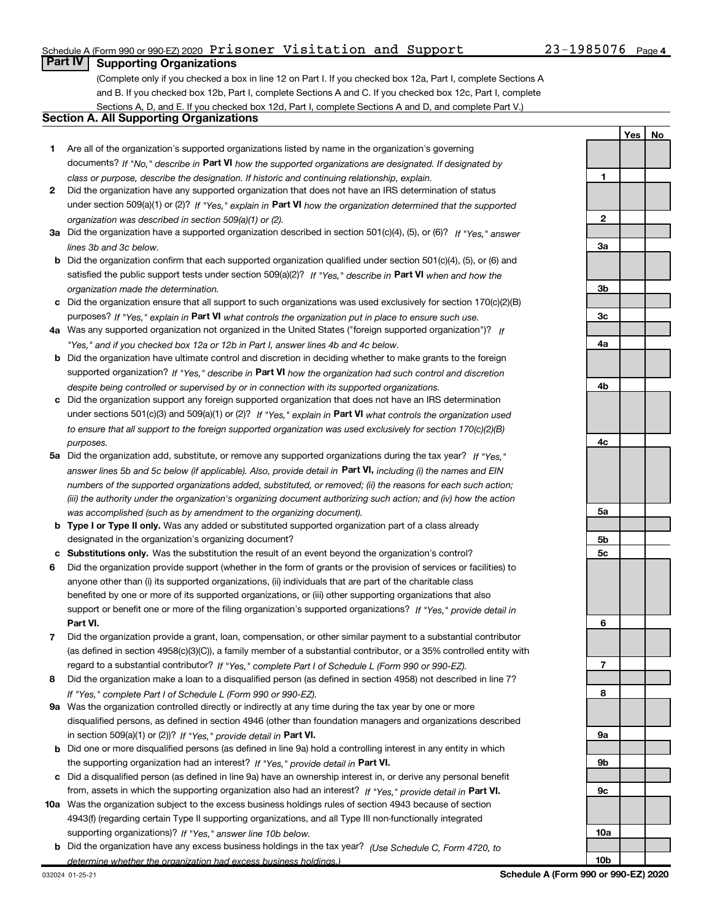Schedule A (Form 990 or 990-EZ) 2020 Prisoner Visitation and Support 23-1985076 Page 4

## Part IV Supporting Organizations

(Complete only if you checked a box in line 12 on Part I. If you checked box 12a, Part I, complete Sections A and B. If you checked box 12b, Part I, complete Sections A and C. If you checked box 12c, Part I, complete Sections A, D, and E. If you checked box 12d, Part I, complete Sections A and D, and complete Part V.)

### Section A. All Supporting Organizations

| | | | Yes | No |
|---|---|---|---|---|
| **1** | Are all of the organization's supported organizations listed by name in the organization's governing documents? *If "No," describe in* **Part VI** *how the supported organizations are designated. If designated by class or purpose, describe the designation. If historic and continuing relationship, explain.* | 1 | | |
| **2** | Did the organization have any supported organization that does not have an IRS determination of status under section 509(a)(1) or (2)? *If "Yes," explain in* **Part VI** *how the organization determined that the supported organization was described in section 509(a)(1) or (2).* | 2 | | |
| **3a** | Did the organization have a supported organization described in section 501(c)(4), (5), or (6)? *If "Yes," answer lines 3b and 3c below.* | 3a | | |
| **b** | Did the organization confirm that each supported organization qualified under section 501(c)(4), (5), or (6) and satisfied the public support tests under section 509(a)(2)? *If "Yes," describe in* **Part VI** *when and how the organization made the determination.* | 3b | | |
| **c** | Did the organization ensure that all support to such organizations was used exclusively for section 170(c)(2)(B) purposes? *If "Yes," explain in* **Part VI** *what controls the organization put in place to ensure such use.* | 3c | | |
| **4a** | Was any supported organization not organized in the United States ("foreign supported organization")? *If "Yes," and if you checked box 12a or 12b in Part I, answer lines 4b and 4c below.* | 4a | | |
| **b** | Did the organization have ultimate control and discretion in deciding whether to make grants to the foreign supported organization? *If "Yes," describe in* **Part VI** *how the organization had such control and discretion despite being controlled or supervised by or in connection with its supported organizations.* | 4b | | |
| **c** | Did the organization support any foreign supported organization that does not have an IRS determination under sections 501(c)(3) and 509(a)(1) or (2)? *If "Yes," explain in* **Part VI** *what controls the organization used to ensure that all support to the foreign supported organization was used exclusively for section 170(c)(2)(B) purposes.* | 4c | | |
| **5a** | Did the organization add, substitute, or remove any supported organizations during the tax year? *If "Yes," answer lines 5b and 5c below (if applicable). Also, provide detail in* **Part VI,** *including (i) the names and EIN numbers of the supported organizations added, substituted, or removed; (ii) the reasons for each such action; (iii) the authority under the organization's organizing document authorizing such action; and (iv) how the action was accomplished (such as by amendment to the organizing document).* | 5a | | |
| **b** | **Type I or Type II only.** Was any added or substituted supported organization part of a class already designated in the organization's organizing document? | 5b | | |
| **c** | **Substitutions only.** Was the substitution the result of an event beyond the organization's control? | 5c | | |
| **6** | Did the organization provide support (whether in the form of grants or the provision of services or facilities) to anyone other than (i) its supported organizations, (ii) individuals that are part of the charitable class benefited by one or more of its supported organizations, or (iii) other supporting organizations that also support or benefit one or more of the filing organization's supported organizations? *If "Yes," provide detail in* **Part VI.** | 6 | | |
| **7** | Did the organization provide a grant, loan, compensation, or other similar payment to a substantial contributor (as defined in section 4958(c)(3)(C)), a family member of a substantial contributor, or a 35% controlled entity with regard to a substantial contributor? *If "Yes," complete Part I of Schedule L (Form 990 or 990-EZ).* | 7 | | |
| **8** | Did the organization make a loan to a disqualified person (as defined in section 4958) not described in line 7? *If "Yes," complete Part I of Schedule L (Form 990 or 990-EZ).* | 8 | | |
| **9a** | Was the organization controlled directly or indirectly at any time during the tax year by one or more disqualified persons, as defined in section 4946 (other than foundation managers and organizations described in section 509(a)(1) or (2))? *If "Yes," provide detail in* **Part VI.** | 9a | | |
| **b** | Did one or more disqualified persons (as defined in line 9a) hold a controlling interest in any entity in which the supporting organization had an interest? *If "Yes," provide detail in* **Part VI.** | 9b | | |
| **c** | Did a disqualified person (as defined in line 9a) have an ownership interest in, or derive any personal benefit from, assets in which the supporting organization also had an interest? *If "Yes," provide detail in* **Part VI.** | 9c | | |
| **10a** | Was the organization subject to the excess business holdings rules of section 4943 because of section 4943(f) (regarding certain Type II supporting organizations, and all Type III non-functionally integrated supporting organizations)? *If "Yes," answer line 10b below.* | 10a | | |
| **b** | Did the organization have any excess business holdings in the tax year? *(Use Schedule C, Form 4720, to determine whether the organization had excess business holdings.)* | 10b | | |

032024 01-25-21 **Schedule A (Form 990 or 990-EZ) 2020**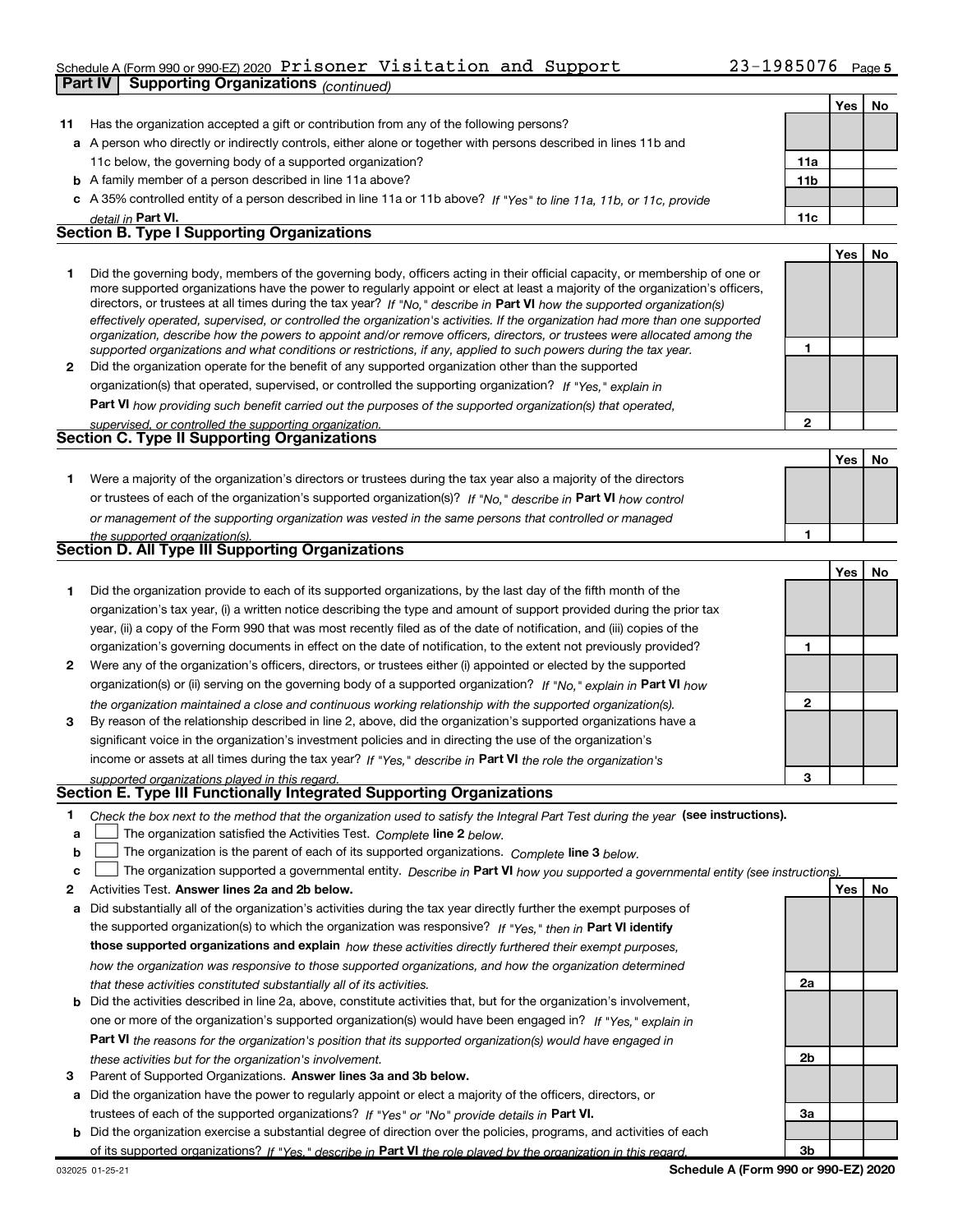Schedule A (Form 990 or 990-EZ) 2020 Prisoner Visitation and Support 23-1985076

## Part IV Supporting Organizations *(continued)*

| | | | Yes | No |
|---|---|---|---|---|
| **11** | Has the organization accepted a gift or contribution from any of the following persons? | | | |
| **a** | A person who directly or indirectly controls, either alone or together with persons described in lines 11b and 11c below, the governing body of a supported organization? | **11a** | | |
| **b** | A family member of a person described in line 11a above? | **11b** | | |
| **c** | A 35% controlled entity of a person described in line 11a or 11b above? *If "Yes" to line 11a, 11b, or 11c, provide detail in* **Part VI.** | **11c** | | |

### Section B. Type I Supporting Organizations

| | | | Yes | No |
|---|---|---|---|---|
| **1** | Did the governing body, members of the governing body, officers acting in their official capacity, or membership of one or more supported organizations have the power to regularly appoint or elect at least a majority of the organization's officers, directors, or trustees at all times during the tax year? *If "No," describe in* **Part VI** *how the supported organization(s) effectively operated, supervised, or controlled the organization's activities. If the organization had more than one supported organization, describe how the powers to appoint and/or remove officers, directors, or trustees were allocated among the supported organizations and what conditions or restrictions, if any, applied to such powers during the tax year.* | **1** | | |
| **2** | Did the organization operate for the benefit of any supported organization other than the supported organization(s) that operated, supervised, or controlled the supporting organization? *If "Yes," explain in* **Part VI** *how providing such benefit carried out the purposes of the supported organization(s) that operated, supervised, or controlled the supporting organization.* | **2** | | |

### Section C. Type II Supporting Organizations

| | | | Yes | No |
|---|---|---|---|---|
| **1** | Were a majority of the organization's directors or trustees during the tax year also a majority of the directors or trustees of each of the organization's supported organization(s)? *If "No," describe in* **Part VI** *how control or management of the supporting organization was vested in the same persons that controlled or managed the supported organization(s).* | **1** | | |

### Section D. All Type III Supporting Organizations

| | | | Yes | No |
|---|---|---|---|---|
| **1** | Did the organization provide to each of its supported organizations, by the last day of the fifth month of the organization's tax year, (i) a written notice describing the type and amount of support provided during the prior tax year, (ii) a copy of the Form 990 that was most recently filed as of the date of notification, and (iii) copies of the organization's governing documents in effect on the date of notification, to the extent not previously provided? | **1** | | |
| **2** | Were any of the organization's officers, directors, or trustees either (i) appointed or elected by the supported organization(s) or (ii) serving on the governing body of a supported organization? *If "No," explain in* **Part VI** *how the organization maintained a close and continuous working relationship with the supported organization(s).* | **2** | | |
| **3** | By reason of the relationship described in line 2, above, did the organization's supported organizations have a significant voice in the organization's investment policies and in directing the use of the organization's income or assets at all times during the tax year? *If "Yes," describe in* **Part VI** *the role the organization's supported organizations played in this regard.* | **3** | | |

### Section E. Type III Functionally Integrated Supporting Organizations

**1** *Check the box next to the method that the organization used to satisfy the Integral Part Test during the year* **(see instructions).**

- **a** ☐ The organization satisfied the Activities Test. *Complete* **line 2** *below.*
- **b** ☐ The organization is the parent of each of its supported organizations. *Complete* **line 3** *below.*
- **c** ☐ The organization supported a governmental entity. *Describe in* **Part VI** *how you supported a governmental entity (see instructions).*

| | | | Yes | No |
|---|---|---|---|---|
| **2** | Activities Test. **Answer lines 2a and 2b below.** | | | |
| **a** | Did substantially all of the organization's activities during the tax year directly further the exempt purposes of the supported organization(s) to which the organization was responsive? *If "Yes," then in* **Part VI identify those supported organizations and explain** *how these activities directly furthered their exempt purposes, how the organization was responsive to those supported organizations, and how the organization determined that these activities constituted substantially all of its activities.* | **2a** | | |
| **b** | Did the activities described in line 2a, above, constitute activities that, but for the organization's involvement, one or more of the organization's supported organization(s) would have been engaged in? *If "Yes," explain in* **Part VI** *the reasons for the organization's position that its supported organization(s) would have engaged in these activities but for the organization's involvement.* | **2b** | | |
| **3** | Parent of Supported Organizations. **Answer lines 3a and 3b below.** | | | |
| **a** | Did the organization have the power to regularly appoint or elect a majority of the officers, directors, or trustees of each of the supported organizations? *If "Yes" or "No" provide details in* **Part VI.** | **3a** | | |
| **b** | Did the organization exercise a substantial degree of direction over the policies, programs, and activities of each of its supported organizations? *If "Yes," describe in* **Part VI** *the role played by the organization in this regard.* | **3b** | | |

032025 01-25-21 **Schedule A (Form 990 or 990-EZ) 2020**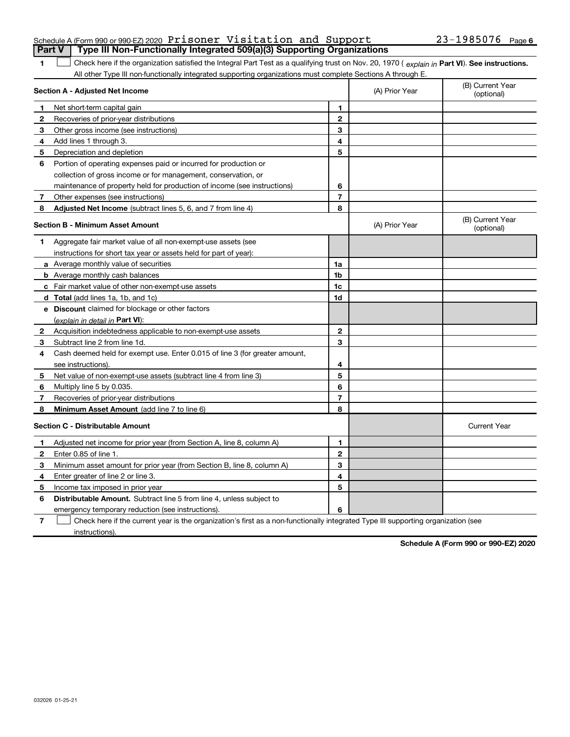Schedule A (Form 990 or 990-EZ) 2020 Prisoner Visitation and Support 23-1985076 Page 6

## Part V | Type III Non-Functionally Integrated 509(a)(3) Supporting Organizations

**1** ☐ Check here if the organization satisfied the Integral Part Test as a qualifying trust on Nov. 20, 1970 ( *explain in* **Part VI**). **See instructions.** All other Type III non-functionally integrated supporting organizations must complete Sections A through E.

| **Section A - Adjusted Net Income** | | | (A) Prior Year | (B) Current Year (optional) |
|---|---|---|---|---|
| **1** | Net short-term capital gain | 1 | | |
| **2** | Recoveries of prior-year distributions | 2 | | |
| **3** | Other gross income (see instructions) | 3 | | |
| **4** | Add lines 1 through 3. | 4 | | |
| **5** | Depreciation and depletion | 5 | | |
| **6** | Portion of operating expenses paid or incurred for production or collection of gross income or for management, conservation, or maintenance of property held for production of income (see instructions) | 6 | | |
| **7** | Other expenses (see instructions) | 7 | | |
| **8** | **Adjusted Net Income** (subtract lines 5, 6, and 7 from line 4) | 8 | | |

| **Section B - Minimum Asset Amount** | | | (A) Prior Year | (B) Current Year (optional) |
|---|---|---|---|---|
| **1** | Aggregate fair market value of all non-exempt-use assets (see instructions for short tax year or assets held for part of year): | | | |
| **a** | Average monthly value of securities | 1a | | |
| **b** | Average monthly cash balances | 1b | | |
| **c** | Fair market value of other non-exempt-use assets | 1c | | |
| **d** | **Total** (add lines 1a, 1b, and 1c) | 1d | | |
| **e** | **Discount** claimed for blockage or other factors (*explain in detail in* **Part VI**): | | | |
| **2** | Acquisition indebtedness applicable to non-exempt-use assets | 2 | | |
| **3** | Subtract line 2 from line 1d. | 3 | | |
| **4** | Cash deemed held for exempt use. Enter 0.015 of line 3 (for greater amount, see instructions). | 4 | | |
| **5** | Net value of non-exempt-use assets (subtract line 4 from line 3) | 5 | | |
| **6** | Multiply line 5 by 0.035. | 6 | | |
| **7** | Recoveries of prior-year distributions | 7 | | |
| **8** | **Minimum Asset Amount** (add line 7 to line 6) | 8 | | |

| **Section C - Distributable Amount** | | | | Current Year |
|---|---|---|---|---|
| **1** | Adjusted net income for prior year (from Section A, line 8, column A) | 1 | | |
| **2** | Enter 0.85 of line 1. | 2 | | |
| **3** | Minimum asset amount for prior year (from Section B, line 8, column A) | 3 | | |
| **4** | Enter greater of line 2 or line 3. | 4 | | |
| **5** | Income tax imposed in prior year | 5 | | |
| **6** | **Distributable Amount.** Subtract line 5 from line 4, unless subject to emergency temporary reduction (see instructions). | 6 | | |

**7** ☐ Check here if the current year is the organization's first as a non-functionally integrated Type III supporting organization (see instructions).

**Schedule A (Form 990 or 990-EZ) 2020**

032026 01-25-21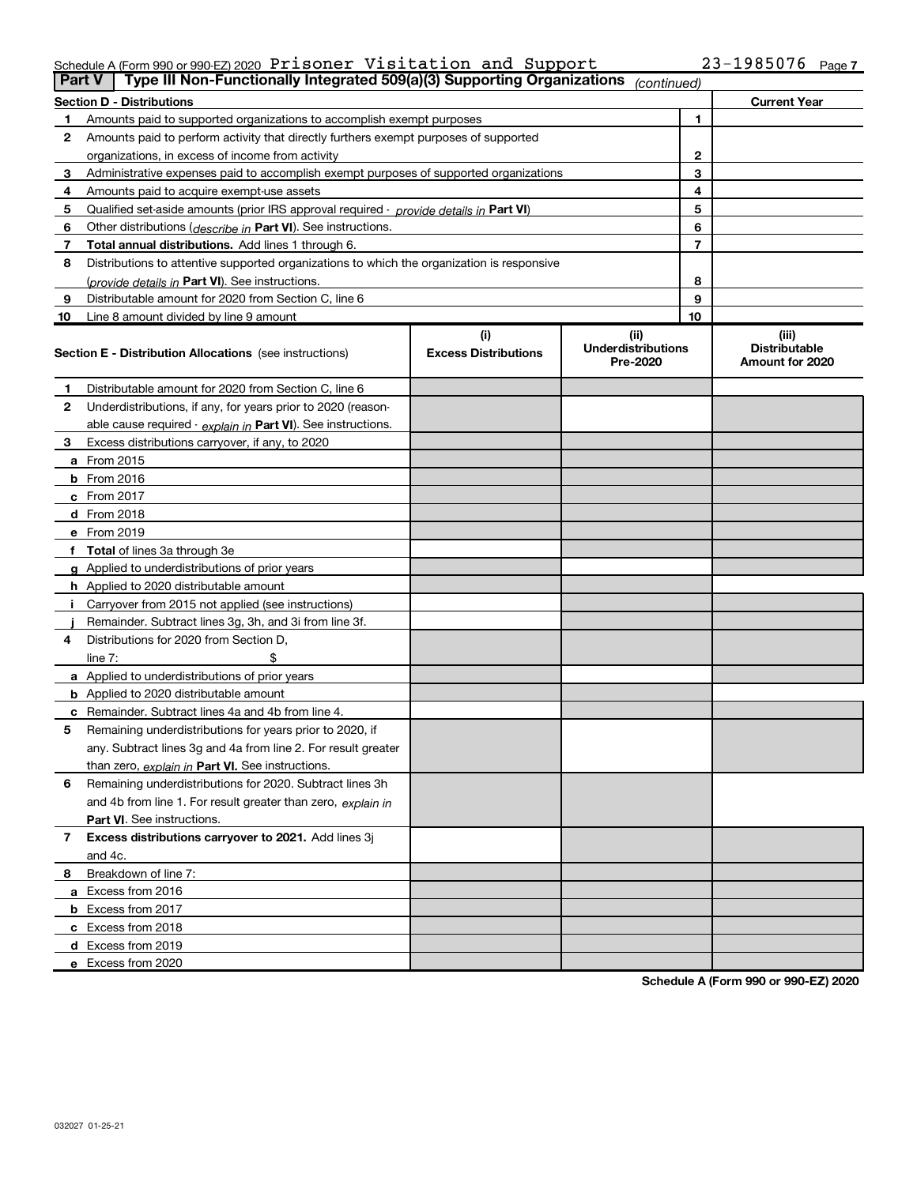Schedule A (Form 990 or 990-EZ) 2020 Prisoner Visitation and Support 23-1985076 Page 7

**Part V | Type III Non-Functionally Integrated 509(a)(3) Supporting Organizations** *(continued)*

| **Section D - Distributions** | | | **Current Year** |
|---|---|---|---|
| **1** | Amounts paid to supported organizations to accomplish exempt purposes | 1 | |
| **2** | Amounts paid to perform activity that directly furthers exempt purposes of supported organizations, in excess of income from activity | 2 | |
| **3** | Administrative expenses paid to accomplish exempt purposes of supported organizations | 3 | |
| **4** | Amounts paid to acquire exempt-use assets | 4 | |
| **5** | Qualified set-aside amounts (prior IRS approval required - *provide details in* **Part VI**) | 5 | |
| **6** | Other distributions (*describe in* **Part VI**). See instructions. | 6 | |
| **7** | **Total annual distributions.** Add lines 1 through 6. | 7 | |
| **8** | Distributions to attentive supported organizations to which the organization is responsive (*provide details in* **Part VI**). See instructions. | 8 | |
| **9** | Distributable amount for 2020 from Section C, line 6 | 9 | |
| **10** | Line 8 amount divided by line 9 amount | 10 | |

| **Section E - Distribution Allocations** (see instructions) | (i) **Excess Distributions** | (ii) **Underdistributions Pre-2020** | (iii) **Distributable Amount for 2020** |
|---|---|---|---|
| **1** Distributable amount for 2020 from Section C, line 6 | | | |
| **2** Underdistributions, if any, for years prior to 2020 (reasonable cause required - *explain in* **Part VI**). See instructions. | | | |
| **3** Excess distributions carryover, if any, to 2020 | | | |
| **a** From 2015 | | | |
| **b** From 2016 | | | |
| **c** From 2017 | | | |
| **d** From 2018 | | | |
| **e** From 2019 | | | |
| **f** **Total** of lines 3a through 3e | | | |
| **g** Applied to underdistributions of prior years | | | |
| **h** Applied to 2020 distributable amount | | | |
| **i** Carryover from 2015 not applied (see instructions) | | | |
| **j** Remainder. Subtract lines 3g, 3h, and 3i from line 3f. | | | |
| **4** Distributions for 2020 from Section D, line 7: $ | | | |
| **a** Applied to underdistributions of prior years | | | |
| **b** Applied to 2020 distributable amount | | | |
| **c** Remainder. Subtract lines 4a and 4b from line 4. | | | |
| **5** Remaining underdistributions for years prior to 2020, if any. Subtract lines 3g and 4a from line 2. For result greater than zero, *explain in* **Part VI.** See instructions. | | | |
| **6** Remaining underdistributions for 2020. Subtract lines 3h and 4b from line 1. For result greater than zero, *explain in* **Part VI**. See instructions. | | | |
| **7** **Excess distributions carryover to 2021.** Add lines 3j and 4c. | | | |
| **8** Breakdown of line 7: | | | |
| **a** Excess from 2016 | | | |
| **b** Excess from 2017 | | | |
| **c** Excess from 2018 | | | |
| **d** Excess from 2019 | | | |
| **e** Excess from 2020 | | | |

**Schedule A (Form 990 or 990-EZ) 2020**

032027 01-25-21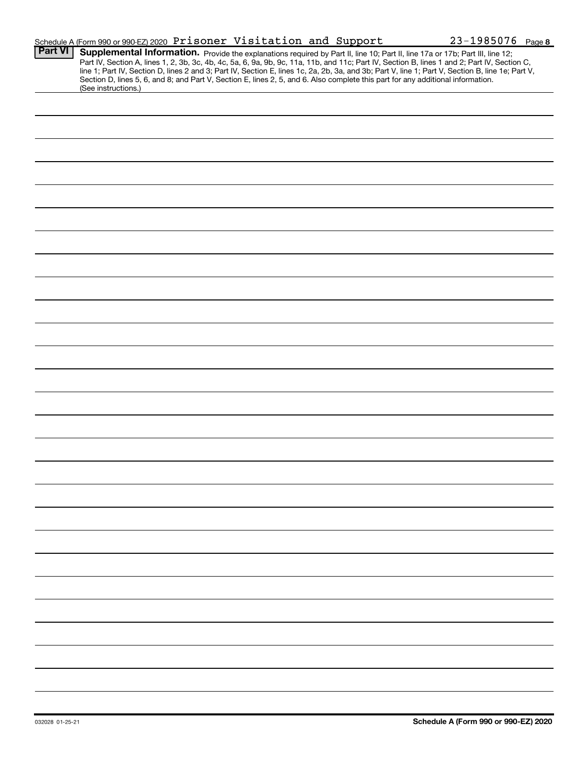Schedule A (Form 990 or 990-EZ) 2020 Prisoner Visitation and Support 23-1985076 Page 8

**Part VI** **Supplemental Information.** Provide the explanations required by Part II, line 10; Part II, line 17a or 17b; Part III, line 12; Part IV, Section A, lines 1, 2, 3b, 3c, 4b, 4c, 5a, 6, 9a, 9b, 9c, 11a, 11b, and 11c; Part IV, Section B, lines 1 and 2; Part IV, Section C, line 1; Part IV, Section D, lines 2 and 3; Part IV, Section E, lines 1c, 2a, 2b, 3a, and 3b; Part V, line 1; Part V, Section B, line 1e; Part V, Section D, lines 5, 6, and 8; and Part V, Section E, lines 2, 5, and 6. Also complete this part for any additional information. (See instructions.)

032028 01-25-21

**Schedule A (Form 990 or 990-EZ) 2020**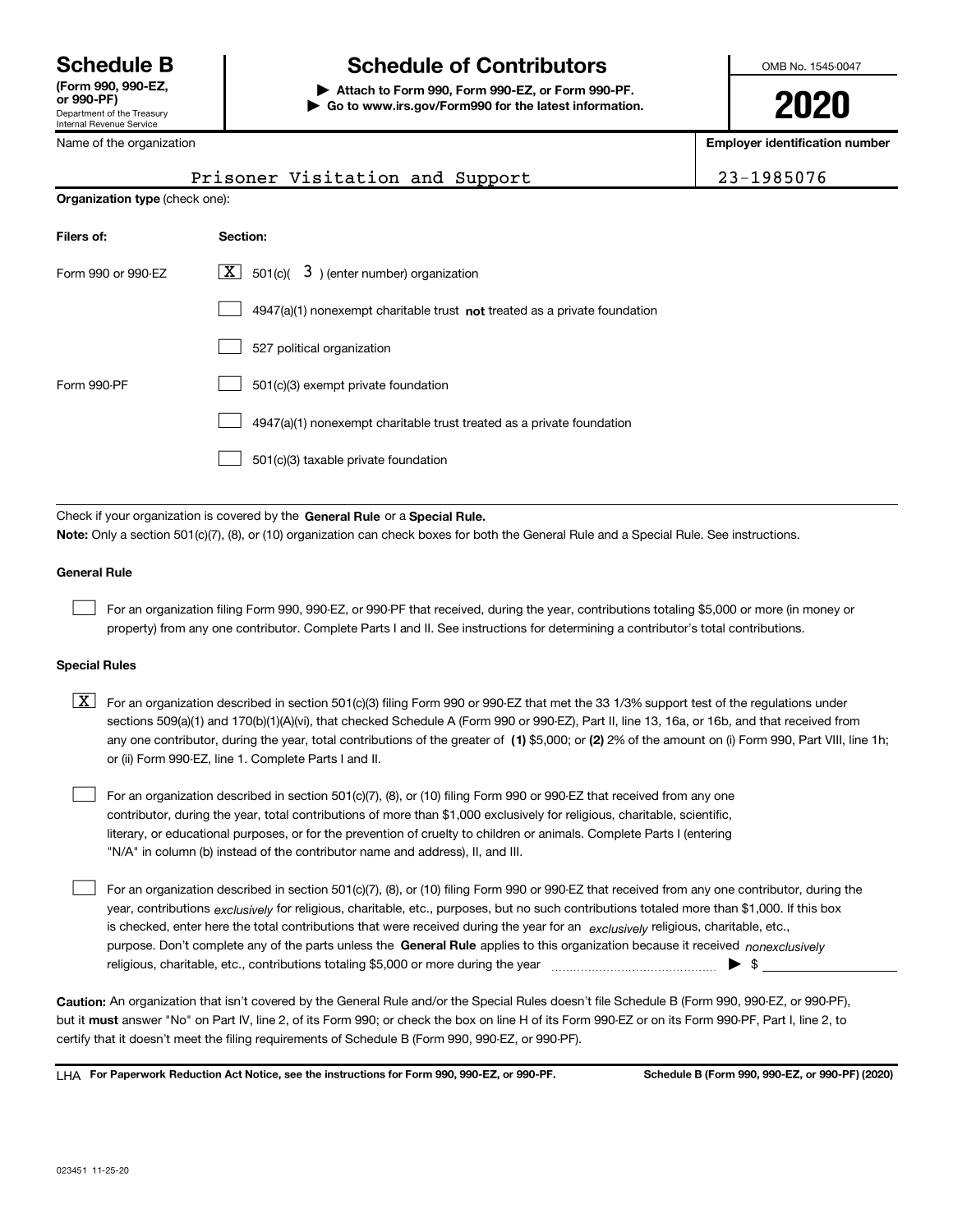# Schedule B

**(Form 990, 990-EZ, or 990-PF)**
Department of the Treasury
Internal Revenue Service

## Schedule of Contributors

▶ **Attach to Form 990, Form 990-EZ, or Form 990-PF.**
▶ **Go to www.irs.gov/Form990 for the latest information.**

OMB No. 1545-0047

**2020**

Name of the organization: Prisoner Visitation and Support

**Employer identification number**: 23-1985076

**Organization type** (check one):

| **Filers of:** | **Section:** |
|---|---|
| Form 990 or 990-EZ | [X] 501(c)( 3 ) (enter number) organization |
| | [ ] 4947(a)(1) nonexempt charitable trust **not** treated as a private foundation |
| | [ ] 527 political organization |
| Form 990-PF | [ ] 501(c)(3) exempt private foundation |
| | [ ] 4947(a)(1) nonexempt charitable trust treated as a private foundation |
| | [ ] 501(c)(3) taxable private foundation |

Check if your organization is covered by the **General Rule** or a **Special Rule.**

**Note:** Only a section 501(c)(7), (8), or (10) organization can check boxes for both the General Rule and a Special Rule. See instructions.

### General Rule

[ ] For an organization filing Form 990, 990-EZ, or 990-PF that received, during the year, contributions totaling $5,000 or more (in money or property) from any one contributor. Complete Parts I and II. See instructions for determining a contributor's total contributions.

### Special Rules

[X] For an organization described in section 501(c)(3) filing Form 990 or 990-EZ that met the 33 1/3% support test of the regulations under sections 509(a)(1) and 170(b)(1)(A)(vi), that checked Schedule A (Form 990 or 990-EZ), Part II, line 13, 16a, or 16b, and that received from any one contributor, during the year, total contributions of the greater of **(1)** $5,000; or **(2)** 2% of the amount on (i) Form 990, Part VIII, line 1h; or (ii) Form 990-EZ, line 1. Complete Parts I and II.

[ ] For an organization described in section 501(c)(7), (8), or (10) filing Form 990 or 990-EZ that received from any one contributor, during the year, total contributions of more than $1,000 exclusively for religious, charitable, scientific, literary, or educational purposes, or for the prevention of cruelty to children or animals. Complete Parts I (entering "N/A" in column (b) instead of the contributor name and address), II, and III.

[ ] For an organization described in section 501(c)(7), (8), or (10) filing Form 990 or 990-EZ that received from any one contributor, during the year, contributions *exclusively* for religious, charitable, etc., purposes, but no such contributions totaled more than $1,000. If this box is checked, enter here the total contributions that were received during the year for an *exclusively* religious, charitable, etc., purpose. Don't complete any of the parts unless the **General Rule** applies to this organization because it received *nonexclusively* religious, charitable, etc., contributions totaling $5,000 or more during the year ▶ $ ____________

**Caution:** An organization that isn't covered by the General Rule and/or the Special Rules doesn't file Schedule B (Form 990, 990-EZ, or 990-PF), but it **must** answer "No" on Part IV, line 2, of its Form 990; or check the box on line H of its Form 990-EZ or on its Form 990-PF, Part I, line 2, to certify that it doesn't meet the filing requirements of Schedule B (Form 990, 990-EZ, or 990-PF).

LHA **For Paperwork Reduction Act Notice, see the instructions for Form 990, 990-EZ, or 990-PF.** **Schedule B (Form 990, 990-EZ, or 990-PF) (2020)**

023451 11-25-20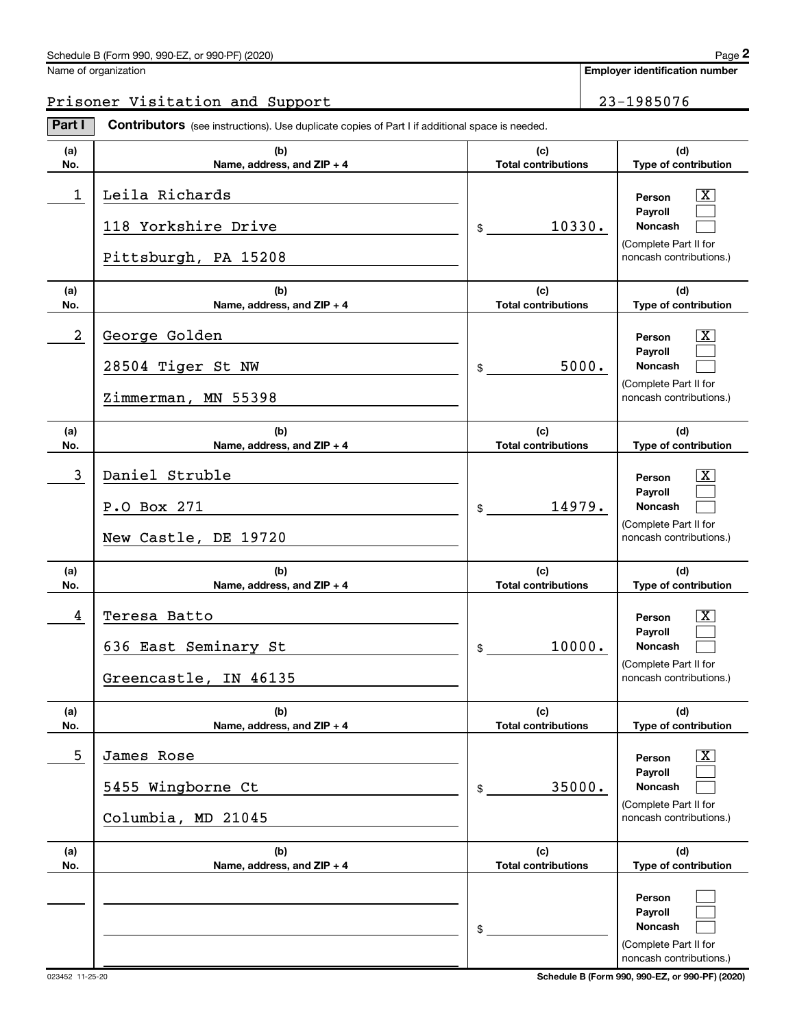Name of organization

**Employer identification number**

Prisoner Visitation and Support — 23-1985076

**Part I** **Contributors** (see instructions). Use duplicate copies of Part I if additional space is needed.

| (a) No. | (b) Name, address, and ZIP + 4 | (c) Total contributions | (d) Type of contribution |
|---|---|---|---|
| 1 | Leila Richards<br>118 Yorkshire Drive<br>Pittsburgh, PA 15208 | $ 10330. | Person [X]<br>Payroll [ ]<br>Noncash [ ]<br>(Complete Part II for noncash contributions.) |
| 2 | George Golden<br>28504 Tiger St NW<br>Zimmerman, MN 55398 | $ 5000. | Person [X]<br>Payroll [ ]<br>Noncash [ ]<br>(Complete Part II for noncash contributions.) |
| 3 | Daniel Struble<br>P.O Box 271<br>New Castle, DE 19720 | $ 14979. | Person [X]<br>Payroll [ ]<br>Noncash [ ]<br>(Complete Part II for noncash contributions.) |
| 4 | Teresa Batto<br>636 East Seminary St<br>Greencastle, IN 46135 | $ 10000. | Person [X]<br>Payroll [ ]<br>Noncash [ ]<br>(Complete Part II for noncash contributions.) |
| 5 | James Rose<br>5455 Wingborne Ct<br>Columbia, MD 21045 | $ 35000. | Person [X]<br>Payroll [ ]<br>Noncash [ ]<br>(Complete Part II for noncash contributions.) |
| | | $ | Person [ ]<br>Payroll [ ]<br>Noncash [ ]<br>(Complete Part II for noncash contributions.) |

023452 11-25-20 **Schedule B (Form 990, 990-EZ, or 990-PF) (2020)**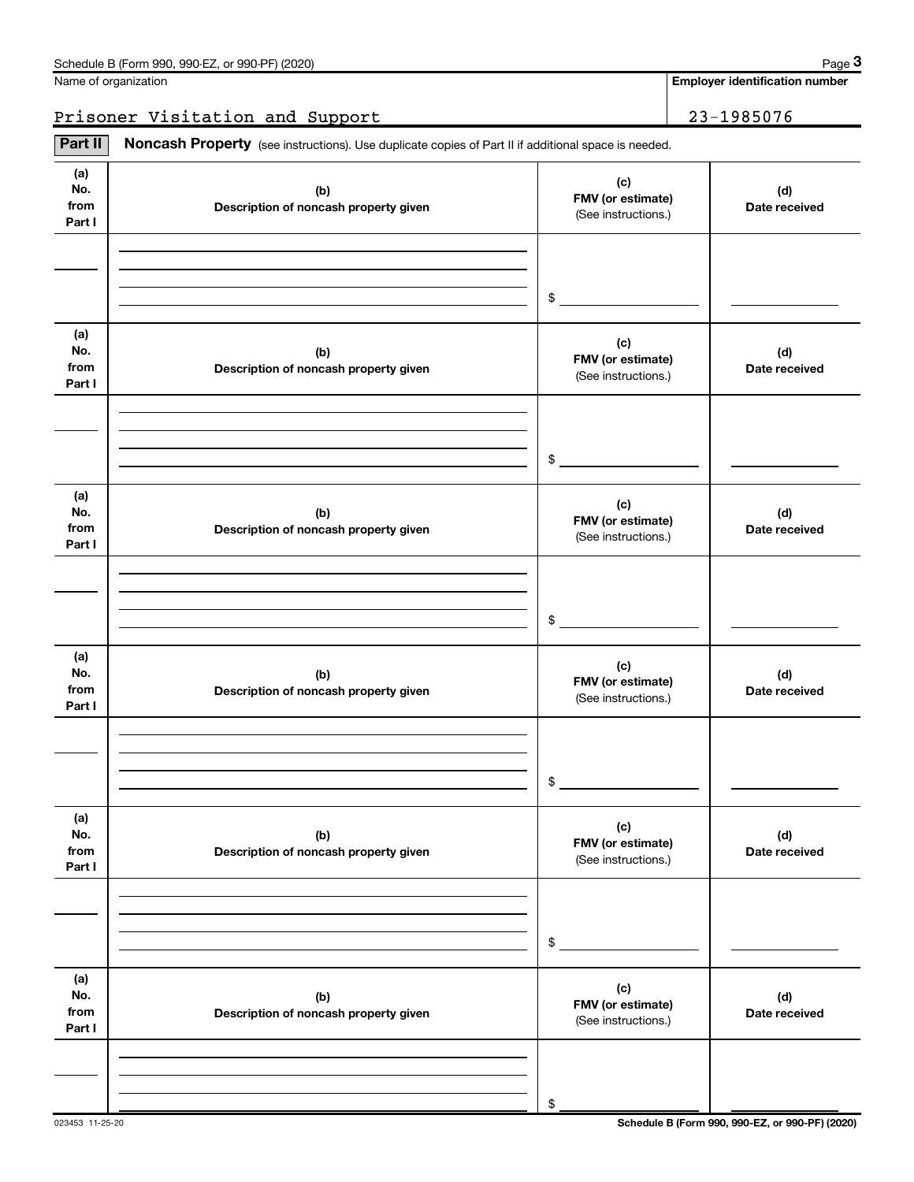Name of organization

Prisoner Visitation and Support

**Employer identification number**

23-1985076

**Part II** **Noncash Property** (see instructions). Use duplicate copies of Part II if additional space is needed.

| (a) No. from Part I | (b) Description of noncash property given | (c) FMV (or estimate) (See instructions.) | (d) Date received |
|---|---|---|---|
| | | $ | |

| (a) No. from Part I | (b) Description of noncash property given | (c) FMV (or estimate) (See instructions.) | (d) Date received |
|---|---|---|---|
| | | $ | |

| (a) No. from Part I | (b) Description of noncash property given | (c) FMV (or estimate) (See instructions.) | (d) Date received |
|---|---|---|---|
| | | $ | |

| (a) No. from Part I | (b) Description of noncash property given | (c) FMV (or estimate) (See instructions.) | (d) Date received |
|---|---|---|---|
| | | $ | |

| (a) No. from Part I | (b) Description of noncash property given | (c) FMV (or estimate) (See instructions.) | (d) Date received |
|---|---|---|---|
| | | $ | |

| (a) No. from Part I | (b) Description of noncash property given | (c) FMV (or estimate) (See instructions.) | (d) Date received |
|---|---|---|---|
| | | $ | |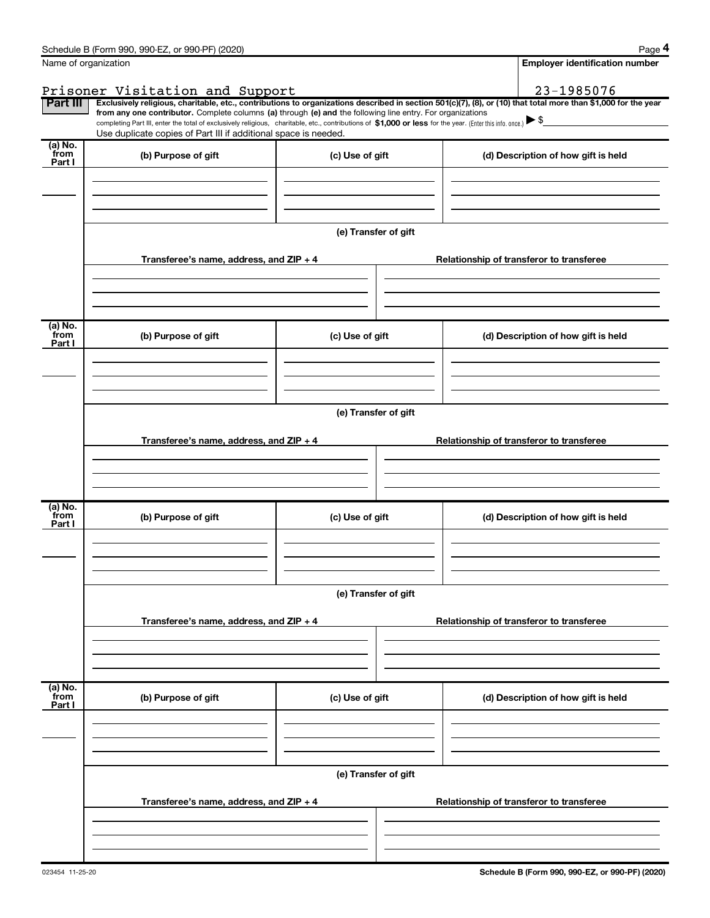Name of organization

Prisoner Visitation and Support

**Employer identification number**

23-1985076

**Part III** **Exclusively religious, charitable, etc., contributions to organizations described in section 501(c)(7), (8), or (10) that total more than $1,000 for the year from any one contributor.** Complete columns **(a)** through **(e)** and the following line entry. For organizations completing Part III, enter the total of exclusively religious, charitable, etc., contributions of **$1,000 or less** for the year. (Enter this info. once.) ▶ $

Use duplicate copies of Part III if additional space is needed.

| (a) No. from Part I | (b) Purpose of gift | (c) Use of gift | (d) Description of how gift is held |
|---|---|---|---|
| | | | |

**(e) Transfer of gift**

| Transferee's name, address, and ZIP + 4 | Relationship of transferor to transferee |
|---|---|
| | |

| (a) No. from Part I | (b) Purpose of gift | (c) Use of gift | (d) Description of how gift is held |
|---|---|---|---|
| | | | |

**(e) Transfer of gift**

| Transferee's name, address, and ZIP + 4 | Relationship of transferor to transferee |
|---|---|
| | |

| (a) No. from Part I | (b) Purpose of gift | (c) Use of gift | (d) Description of how gift is held |
|---|---|---|---|
| | | | |

**(e) Transfer of gift**

| Transferee's name, address, and ZIP + 4 | Relationship of transferor to transferee |
|---|---|
| | |

| (a) No. from Part I | (b) Purpose of gift | (c) Use of gift | (d) Description of how gift is held |
|---|---|---|---|
| | | | |

**(e) Transfer of gift**

| Transferee's name, address, and ZIP + 4 | Relationship of transferor to transferee |
|---|---|
| | |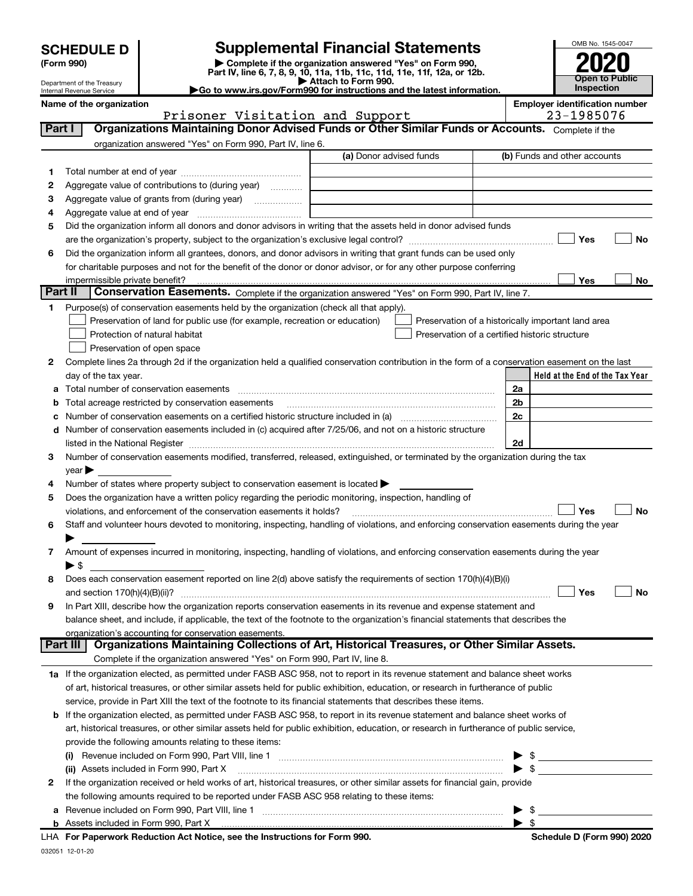# SCHEDULE D (Form 990)

Department of the Treasury
Internal Revenue Service

## Supplemental Financial Statements

▶ Complete if the organization answered "Yes" on Form 990, Part IV, line 6, 7, 8, 9, 10, 11a, 11b, 11c, 11d, 11e, 11f, 12a, or 12b.
▶ Attach to Form 990.
▶Go to www.irs.gov/Form990 for instructions and the latest information.

OMB No. 1545-0047

**2020**

**Open to Public Inspection**

**Name of the organization:** Prisoner Visitation and Support

**Employer identification number:** 23-1985076

## Part I Organizations Maintaining Donor Advised Funds or Other Similar Funds or Accounts.

Complete if the organization answered "Yes" on Form 990, Part IV, line 6.

| | | (a) Donor advised funds | (b) Funds and other accounts |
|---|---|---|---|
| 1 | Total number at end of year | | |
| 2 | Aggregate value of contributions to (during year) | | |
| 3 | Aggregate value of grants from (during year) | | |
| 4 | Aggregate value at end of year | | |

5 Did the organization inform all donors and donor advisors in writing that the assets held in donor advised funds are the organization's property, subject to the organization's exclusive legal control? ☐ Yes ☐ No

6 Did the organization inform all grantees, donors, and donor advisors in writing that grant funds can be used only for charitable purposes and not for the benefit of the donor or donor advisor, or for any other purpose conferring impermissible private benefit? ☐ Yes ☐ No

## Part II Conservation Easements.

Complete if the organization answered "Yes" on Form 990, Part IV, line 7.

1 Purpose(s) of conservation easements held by the organization (check all that apply).

- ☐ Preservation of land for public use (for example, recreation or education)
- ☐ Protection of natural habitat
- ☐ Preservation of open space
- ☐ Preservation of a historically important land area
- ☐ Preservation of a certified historic structure

2 Complete lines 2a through 2d if the organization held a qualified conservation contribution in the form of a conservation easement on the last day of the tax year.

| | | | Held at the End of the Tax Year |
|---|---|---|---|
| a | Total number of conservation easements | 2a | |
| b | Total acreage restricted by conservation easements | 2b | |
| c | Number of conservation easements on a certified historic structure included in (a) | 2c | |
| d | Number of conservation easements included in (c) acquired after 7/25/06, and not on a historic structure listed in the National Register | 2d | |

3 Number of conservation easements modified, transferred, released, extinguished, or terminated by the organization during the tax year ▶

4 Number of states where property subject to conservation easement is located ▶

5 Does the organization have a written policy regarding the periodic monitoring, inspection, handling of violations, and enforcement of the conservation easements it holds? ☐ Yes ☐ No

6 Staff and volunteer hours devoted to monitoring, inspecting, handling of violations, and enforcing conservation easements during the year ▶

7 Amount of expenses incurred in monitoring, inspecting, handling of violations, and enforcing conservation easements during the year ▶ $

8 Does each conservation easement reported on line 2(d) above satisfy the requirements of section 170(h)(4)(B)(i) and section 170(h)(4)(B)(ii)? ☐ Yes ☐ No

9 In Part XIII, describe how the organization reports conservation easements in its revenue and expense statement and balance sheet, and include, if applicable, the text of the footnote to the organization's financial statements that describes the organization's accounting for conservation easements.

## Part III Organizations Maintaining Collections of Art, Historical Treasures, or Other Similar Assets.

Complete if the organization answered "Yes" on Form 990, Part IV, line 8.

1a If the organization elected, as permitted under FASB ASC 958, not to report in its revenue statement and balance sheet works of art, historical treasures, or other similar assets held for public exhibition, education, or research in furtherance of public service, provide in Part XIII the text of the footnote to its financial statements that describes these items.

b If the organization elected, as permitted under FASB ASC 958, to report in its revenue statement and balance sheet works of art, historical treasures, or other similar assets held for public exhibition, education, or research in furtherance of public service, provide the following amounts relating to these items:

(i) Revenue included on Form 990, Part VIII, line 1 ▶ $

(ii) Assets included in Form 990, Part X ▶ $

2 If the organization received or held works of art, historical treasures, or other similar assets for financial gain, provide the following amounts required to be reported under FASB ASC 958 relating to these items:

a Revenue included on Form 990, Part VIII, line 1 ▶ $

b Assets included in Form 990, Part X ▶ $

LHA For Paperwork Reduction Act Notice, see the Instructions for Form 990. Schedule D (Form 990) 2020

032051 12-01-20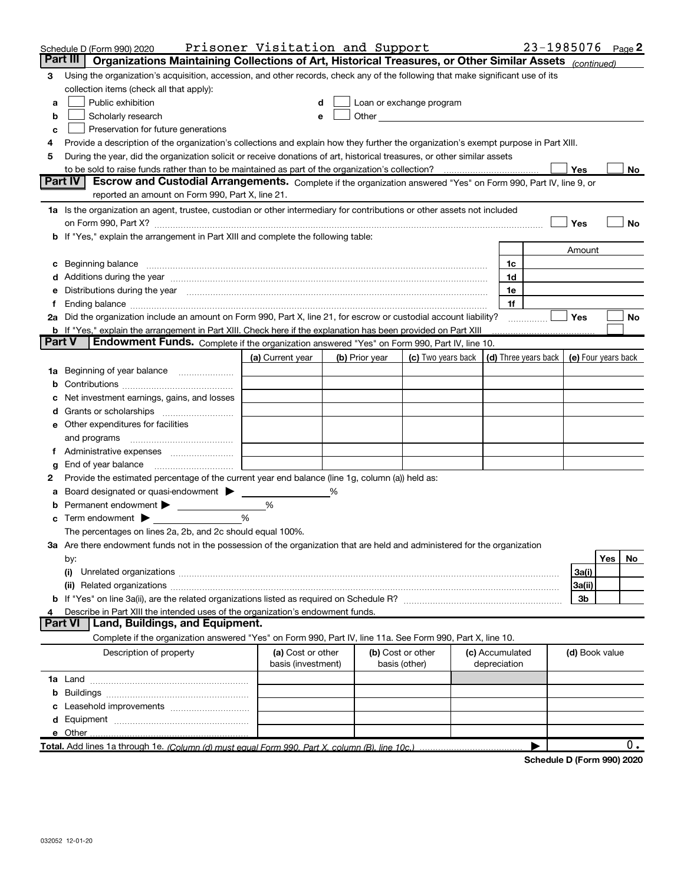Schedule D (Form 990) 2020 Prisoner Visitation and Support 23-1985076 Page 2

## Part III Organizations Maintaining Collections of Art, Historical Treasures, or Other Similar Assets *(continued)*

3 Using the organization's acquisition, accession, and other records, check any of the following that make significant use of its collection items (check all that apply):

a ☐ Public exhibition
b ☐ Scholarly research
c ☐ Preservation for future generations
d ☐ Loan or exchange program
e ☐ Other

4 Provide a description of the organization's collections and explain how they further the organization's exempt purpose in Part XIII.

5 During the year, did the organization solicit or receive donations of art, historical treasures, or other similar assets to be sold to raise funds rather than to be maintained as part of the organization's collection? ☐ Yes ☐ No

## Part IV Escrow and Custodial Arrangements.

Complete if the organization answered "Yes" on Form 990, Part IV, line 9, or reported an amount on Form 990, Part X, line 21.

1a Is the organization an agent, trustee, custodian or other intermediary for contributions or other assets not included on Form 990, Part X? ☐ Yes ☐ No

b If "Yes," explain the arrangement in Part XIII and complete the following table:

| | | | Amount |
|---|---|---|---|
| c | Beginning balance | 1c | |
| d | Additions during the year | 1d | |
| e | Distributions during the year | 1e | |
| f | Ending balance | 1f | |

2a Did the organization include an amount on Form 990, Part X, line 21, for escrow or custodial account liability? ☐ Yes ☐ No

b If "Yes," explain the arrangement in Part XIII. Check here if the explanation has been provided on Part XIII ☐

## Part V Endowment Funds.

Complete if the organization answered "Yes" on Form 990, Part IV, line 10.

| | | (a) Current year | (b) Prior year | (c) Two years back | (d) Three years back | (e) Four years back |
|---|---|---|---|---|---|---|
| 1a | Beginning of year balance | | | | | |
| b | Contributions | | | | | |
| c | Net investment earnings, gains, and losses | | | | | |
| d | Grants or scholarships | | | | | |
| e | Other expenditures for facilities and programs | | | | | |
| f | Administrative expenses | | | | | |
| g | End of year balance | | | | | |

2 Provide the estimated percentage of the current year end balance (line 1g, column (a)) held as:

a Board designated or quasi-endowment ▶ %

b Permanent endowment ▶ %

c Term endowment ▶ %

The percentages on lines 2a, 2b, and 2c should equal 100%.

3a Are there endowment funds not in the possession of the organization that are held and administered for the organization by:

| | | | Yes | No |
|---|---|---|---|---|
| (i) | Unrelated organizations | 3a(i) | | |
| (ii) | Related organizations | 3a(ii) | | |
| b | If "Yes" on line 3a(ii), are the related organizations listed as required on Schedule R? | 3b | | |

4 Describe in Part XIII the intended uses of the organization's endowment funds.

## Part VI Land, Buildings, and Equipment.

Complete if the organization answered "Yes" on Form 990, Part IV, line 11a. See Form 990, Part X, line 10.

| Description of property | (a) Cost or other basis (investment) | (b) Cost or other basis (other) | (c) Accumulated depreciation | (d) Book value |
|---|---|---|---|---|
| 1a Land | | | | |
| b Buildings | | | | |
| c Leasehold improvements | | | | |
| d Equipment | | | | |
| e Other | | | | |
| **Total.** Add lines 1a through 1e. *(Column (d) must equal Form 990, Part X, column (B), line 10c.)* | | | ▶ | 0. |

Schedule D (Form 990) 2020

032052 12-01-20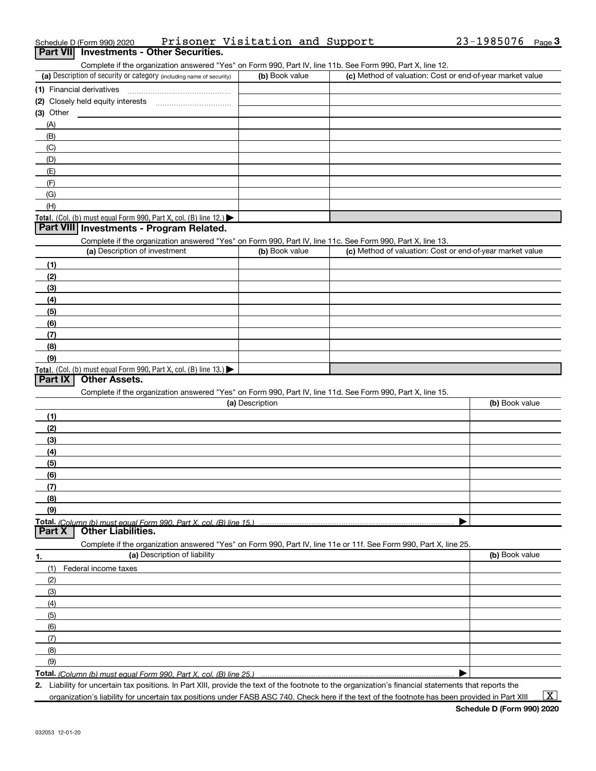Schedule D (Form 990) 2020 Prisoner Visitation and Support 23-1985076 Page 3

## Part VII Investments - Other Securities.

Complete if the organization answered "Yes" on Form 990, Part IV, line 11b. See Form 990, Part X, line 12.

| (a) Description of security or category (including name of security) | (b) Book value | (c) Method of valuation: Cost or end-of-year market value |
|---|---|---|
| (1) Financial derivatives | | |
| (2) Closely held equity interests | | |
| (3) Other | | |
| (A) | | |
| (B) | | |
| (C) | | |
| (D) | | |
| (E) | | |
| (F) | | |
| (G) | | |
| (H) | | |
| **Total.** (Col. (b) must equal Form 990, Part X, col. (B) line 12.) ▶ | | |

## Part VIII Investments - Program Related.

Complete if the organization answered "Yes" on Form 990, Part IV, line 11c. See Form 990, Part X, line 13.

| (a) Description of investment | (b) Book value | (c) Method of valuation: Cost or end-of-year market value |
|---|---|---|
| (1) | | |
| (2) | | |
| (3) | | |
| (4) | | |
| (5) | | |
| (6) | | |
| (7) | | |
| (8) | | |
| (9) | | |
| **Total.** (Col. (b) must equal Form 990, Part X, col. (B) line 13.) ▶ | | |

## Part IX Other Assets.

Complete if the organization answered "Yes" on Form 990, Part IV, line 11d. See Form 990, Part X, line 15.

| (a) Description | (b) Book value |
|---|---|
| (1) | |
| (2) | |
| (3) | |
| (4) | |
| (5) | |
| (6) | |
| (7) | |
| (8) | |
| (9) | |
| **Total.** *(Column (b) must equal Form 990, Part X, col. (B) line 15.)* ▶ | |

## Part X Other Liabilities.

Complete if the organization answered "Yes" on Form 990, Part IV, line 11e or 11f. See Form 990, Part X, line 25.

| 1. (a) Description of liability | (b) Book value |
|---|---|
| (1) Federal income taxes | |
| (2) | |
| (3) | |
| (4) | |
| (5) | |
| (6) | |
| (7) | |
| (8) | |
| (9) | |
| **Total.** *(Column (b) must equal Form 990, Part X, col. (B) line 25.)* ▶ | |

**2.** Liability for uncertain tax positions. In Part XIII, provide the text of the footnote to the organization's financial statements that reports the organization's liability for uncertain tax positions under FASB ASC 740. Check here if the text of the footnote has been provided in Part XIII ... [X]

**Schedule D (Form 990) 2020**

032053 12-01-20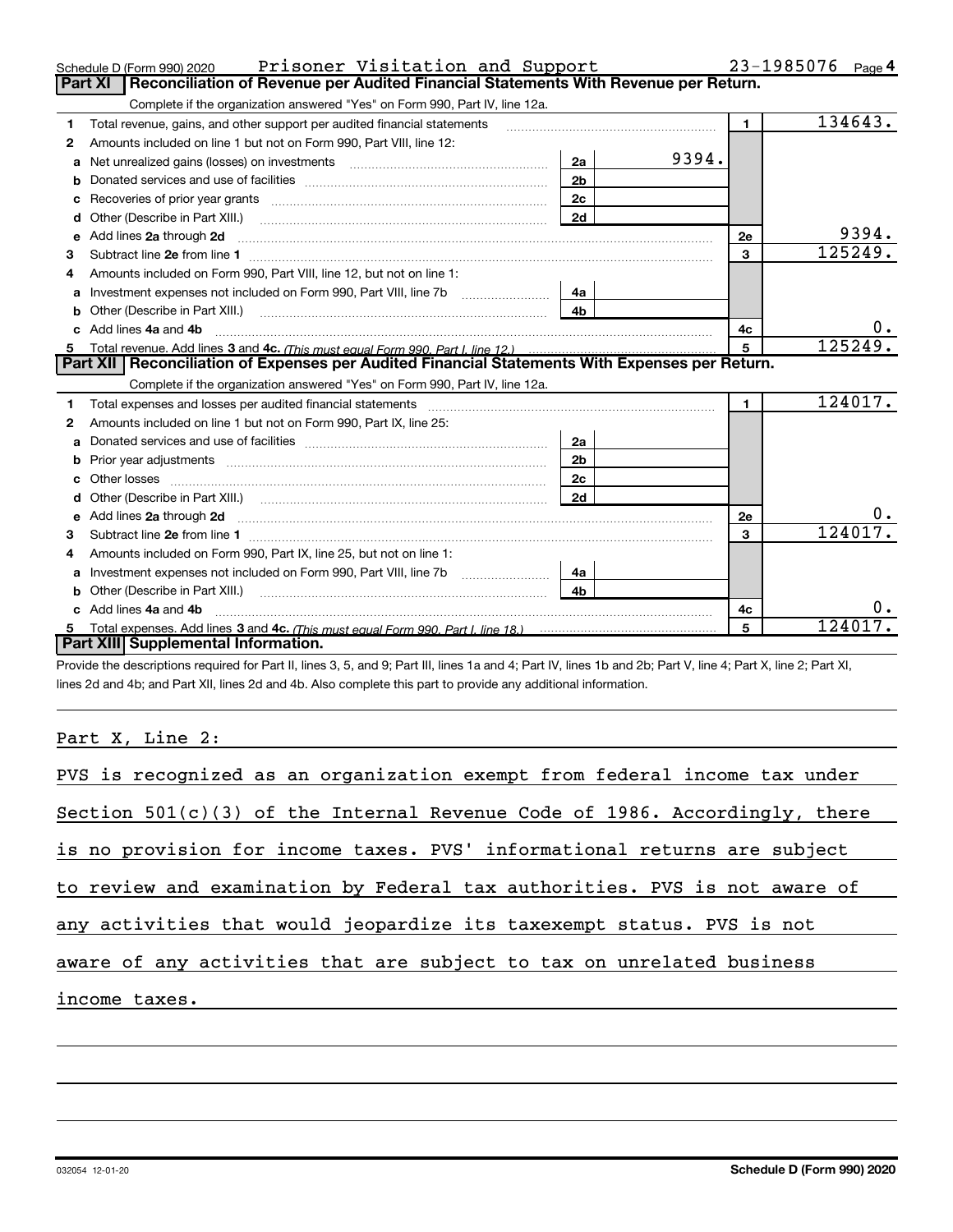Schedule D (Form 990) 2020 Prisoner Visitation and Support 23-1985076 Page 4

## Part XI Reconciliation of Revenue per Audited Financial Statements With Revenue per Return.

Complete if the organization answered "Yes" on Form 990, Part IV, line 12a.

| | | | | | |
|---|---|---|---|---|---|
| 1 | Total revenue, gains, and other support per audited financial statements | | | 1 | 134643. |
| 2 | Amounts included on line 1 but not on Form 990, Part VIII, line 12: | | | | |
| a | Net unrealized gains (losses) on investments | 2a | 9394. | | |
| b | Donated services and use of facilities | 2b | | | |
| c | Recoveries of prior year grants | 2c | | | |
| d | Other (Describe in Part XIII.) | 2d | | | |
| e | Add lines 2a through 2d | | | 2e | 9394. |
| 3 | Subtract line 2e from line 1 | | | 3 | 125249. |
| 4 | Amounts included on Form 990, Part VIII, line 12, but not on line 1: | | | | |
| a | Investment expenses not included on Form 990, Part VIII, line 7b | 4a | | | |
| b | Other (Describe in Part XIII.) | 4b | | | |
| c | Add lines 4a and 4b | | | 4c | 0. |
| 5 | Total revenue. Add lines 3 and 4c. *(This must equal Form 990, Part I, line 12.)* | | | 5 | 125249. |

## Part XII Reconciliation of Expenses per Audited Financial Statements With Expenses per Return.

Complete if the organization answered "Yes" on Form 990, Part IV, line 12a.

| | | | | | |
|---|---|---|---|---|---|
| 1 | Total expenses and losses per audited financial statements | | | 1 | 124017. |
| 2 | Amounts included on line 1 but not on Form 990, Part IX, line 25: | | | | |
| a | Donated services and use of facilities | 2a | | | |
| b | Prior year adjustments | 2b | | | |
| c | Other losses | 2c | | | |
| d | Other (Describe in Part XIII.) | 2d | | | |
| e | Add lines 2a through 2d | | | 2e | 0. |
| 3 | Subtract line 2e from line 1 | | | 3 | 124017. |
| 4 | Amounts included on Form 990, Part IX, line 25, but not on line 1: | | | | |
| a | Investment expenses not included on Form 990, Part VIII, line 7b | 4a | | | |
| b | Other (Describe in Part XIII.) | 4b | | | |
| c | Add lines 4a and 4b | | | 4c | 0. |
| 5 | Total expenses. Add lines 3 and 4c. *(This must equal Form 990, Part I, line 18.)* | | | 5 | 124017. |

## Part XIII Supplemental Information.

Provide the descriptions required for Part II, lines 3, 5, and 9; Part III, lines 1a and 4; Part IV, lines 1b and 2b; Part V, line 4; Part X, line 2; Part XI, lines 2d and 4b; and Part XII, lines 2d and 4b. Also complete this part to provide any additional information.

Part X, Line 2:

PVS is recognized as an organization exempt from federal income tax under Section 501(c)(3) of the Internal Revenue Code of 1986. Accordingly, there is no provision for income taxes. PVS' informational returns are subject to review and examination by Federal tax authorities. PVS is not aware of any activities that would jeopardize its taxexempt status. PVS is not aware of any activities that are subject to tax on unrelated business income taxes.

032054 12-01-20 Schedule D (Form 990) 2020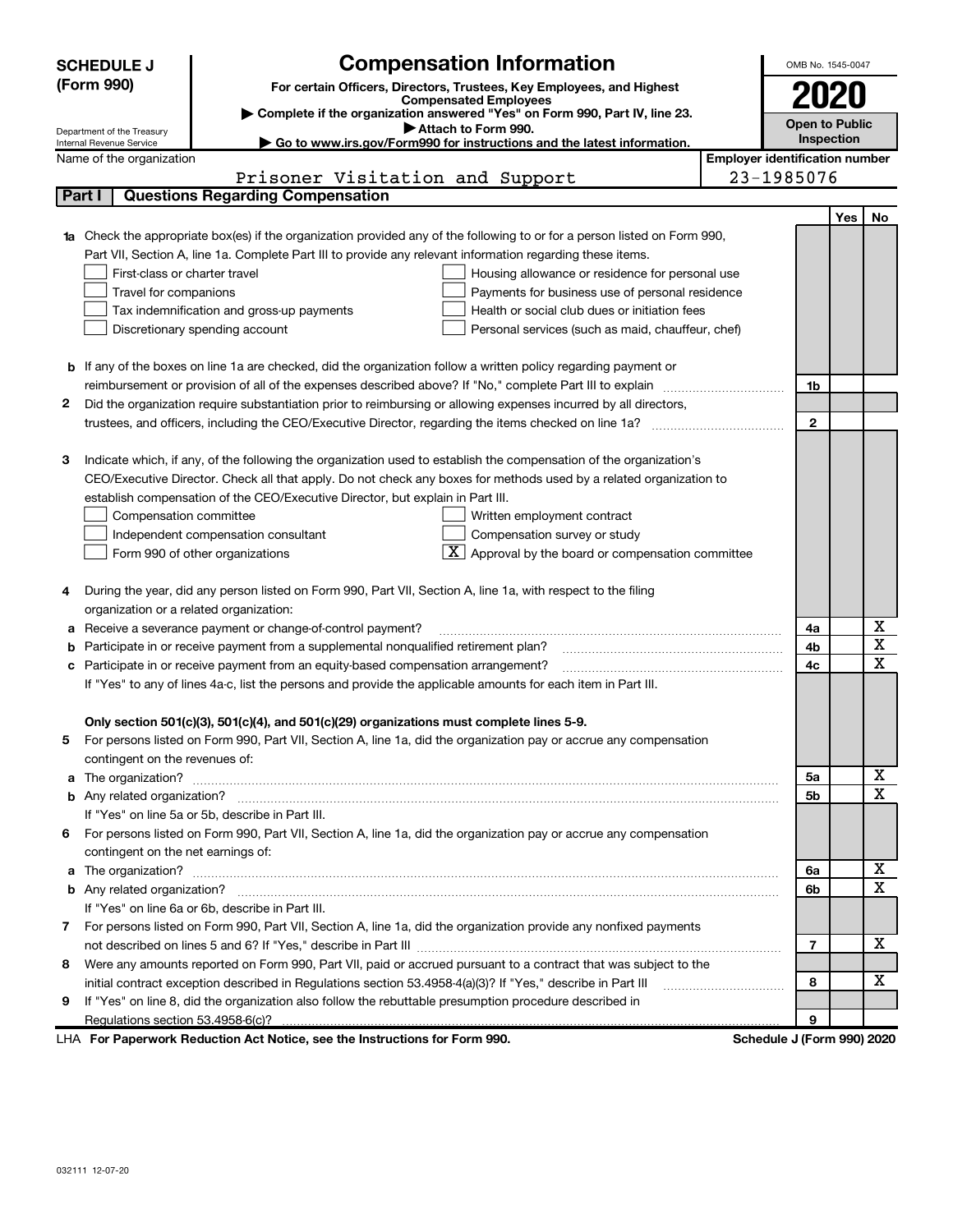**SCHEDULE J (Form 990)**

Department of the Treasury
Internal Revenue Service

# Compensation Information

**For certain Officers, Directors, Trustees, Key Employees, and Highest Compensated Employees**

▶ Complete if the organization answered "Yes" on Form 990, Part IV, line 23.
▶ Attach to Form 990.
▶ Go to www.irs.gov/Form990 for instructions and the latest information.

OMB No. 1545-0047

**2020**

**Open to Public Inspection**

Name of the organization: Prisoner Visitation and Support

Employer identification number: 23-1985076

## Part I | Questions Regarding Compensation

| | | | Yes | No |
|---|---|---|---|---|
| **1a** | Check the appropriate box(es) if the organization provided any of the following to or for a person listed on Form 990, Part VII, Section A, line 1a. Complete Part III to provide any relevant information regarding these items.<br>☐ First-class or charter travel ☐ Housing allowance or residence for personal use<br>☐ Travel for companions ☐ Payments for business use of personal residence<br>☐ Tax indemnification and gross-up payments ☐ Health or social club dues or initiation fees<br>☐ Discretionary spending account ☐ Personal services (such as maid, chauffeur, chef) | | | |
| **b** | If any of the boxes on line 1a are checked, did the organization follow a written policy regarding payment or reimbursement or provision of all of the expenses described above? If "No," complete Part III to explain | 1b | | |
| **2** | Did the organization require substantiation prior to reimbursing or allowing expenses incurred by all directors, trustees, and officers, including the CEO/Executive Director, regarding the items checked on line 1a? | 2 | | |
| **3** | Indicate which, if any, of the following the organization used to establish the compensation of the organization's CEO/Executive Director. Check all that apply. Do not check any boxes for methods used by a related organization to establish compensation of the CEO/Executive Director, but explain in Part III.<br>☐ Compensation committee ☐ Written employment contract<br>☐ Independent compensation consultant ☐ Compensation survey or study<br>☐ Form 990 of other organizations ☒ Approval by the board or compensation committee | | | |
| **4** | During the year, did any person listed on Form 990, Part VII, Section A, line 1a, with respect to the filing organization or a related organization: | | | |
| **a** | Receive a severance payment or change-of-control payment? | 4a | | X |
| **b** | Participate in or receive payment from a supplemental nonqualified retirement plan? | 4b | | X |
| **c** | Participate in or receive payment from an equity-based compensation arrangement? | 4c | | X |
| | If "Yes" to any of lines 4a-c, list the persons and provide the applicable amounts for each item in Part III. | | | |
| | **Only section 501(c)(3), 501(c)(4), and 501(c)(29) organizations must complete lines 5-9.** | | | |
| **5** | For persons listed on Form 990, Part VII, Section A, line 1a, did the organization pay or accrue any compensation contingent on the revenues of: | | | |
| **a** | The organization? | 5a | | X |
| **b** | Any related organization? | 5b | | X |
| | If "Yes" on line 5a or 5b, describe in Part III. | | | |
| **6** | For persons listed on Form 990, Part VII, Section A, line 1a, did the organization pay or accrue any compensation contingent on the net earnings of: | | | |
| **a** | The organization? | 6a | | X |
| **b** | Any related organization? | 6b | | X |
| | If "Yes" on line 6a or 6b, describe in Part III. | | | |
| **7** | For persons listed on Form 990, Part VII, Section A, line 1a, did the organization provide any nonfixed payments not described on lines 5 and 6? If "Yes," describe in Part III | 7 | | X |
| **8** | Were any amounts reported on Form 990, Part VII, paid or accrued pursuant to a contract that was subject to the initial contract exception described in Regulations section 53.4958-4(a)(3)? If "Yes," describe in Part III | 8 | | X |
| **9** | If "Yes" on line 8, did the organization also follow the rebuttable presumption procedure described in Regulations section 53.4958-6(c)? | 9 | | |

LHA **For Paperwork Reduction Act Notice, see the Instructions for Form 990.** **Schedule J (Form 990) 2020**

032111 12-07-20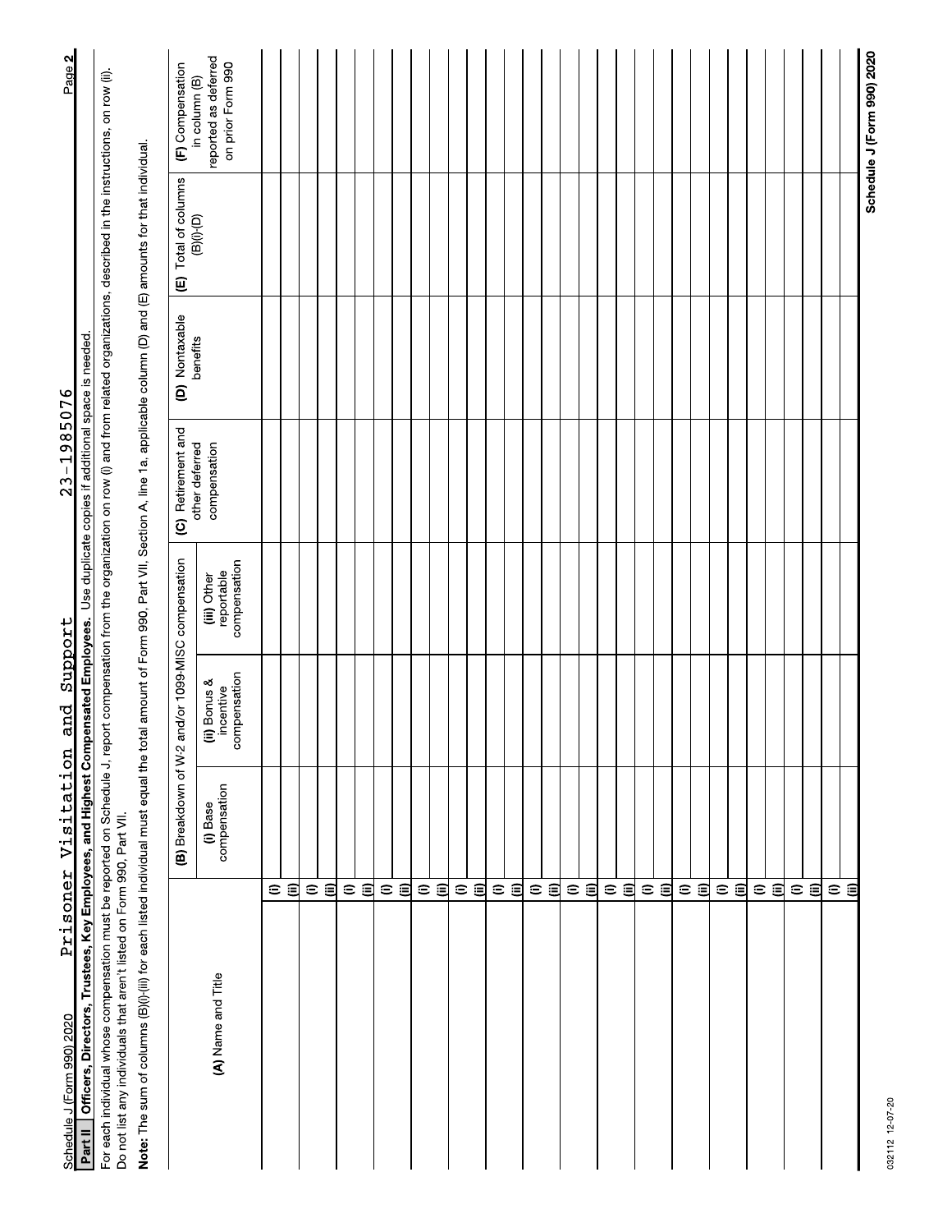Schedule J (Form 990) 2020 Prisoner Visitation and Support 23-1985076

**Part II** **Officers, Directors, Trustees, Key Employees, and Highest Compensated Employees.** Use duplicate copies if additional space is needed.

For each individual whose compensation must be reported on Schedule J, report compensation from the organization on row (i) and from related organizations, described in the instructions, on row (ii). Do not list any individuals that aren't listed on Form 990, Part VII.

**Note:** The sum of columns (B)(i)-(iii) for each listed individual must equal the total amount of Form 990, Part VII, Section A, line 1a, applicable column (D) and (E) amounts for that individual.

| (A) Name and Title | | (B) Breakdown of W-2 and/or 1099-MISC compensation | | | (C) Retirement and other deferred compensation | (D) Nontaxable benefits | (E) Total of columns (B)(i)-(D) | (F) Compensation in column (B) reported as deferred on prior Form 990 |
|---|---|---|---|---|---|---|---|---|
| | | (i) Base compensation | (ii) Bonus & incentive compensation | (iii) Other reportable compensation | | | | |
| | (i) | | | | | | | |
| | (ii) | | | | | | | |
| | (i) | | | | | | | |
| | (ii) | | | | | | | |
| | (i) | | | | | | | |
| | (ii) | | | | | | | |
| | (i) | | | | | | | |
| | (ii) | | | | | | | |
| | (i) | | | | | | | |
| | (ii) | | | | | | | |
| | (i) | | | | | | | |
| | (ii) | | | | | | | |
| | (i) | | | | | | | |
| | (ii) | | | | | | | |
| | (i) | | | | | | | |
| | (ii) | | | | | | | |
| | (i) | | | | | | | |
| | (ii) | | | | | | | |
| | (i) | | | | | | | |
| | (ii) | | | | | | | |
| | (i) | | | | | | | |
| | (ii) | | | | | | | |
| | (i) | | | | | | | |
| | (ii) | | | | | | | |
| | (i) | | | | | | | |
| | (ii) | | | | | | | |
| | (i) | | | | | | | |
| | (ii) | | | | | | | |
| | (i) | | | | | | | |
| | (ii) | | | | | | | |
| | (i) | | | | | | | |
| | (ii) | | | | | | | |

032112 12-07-20

**Schedule J (Form 990) 2020**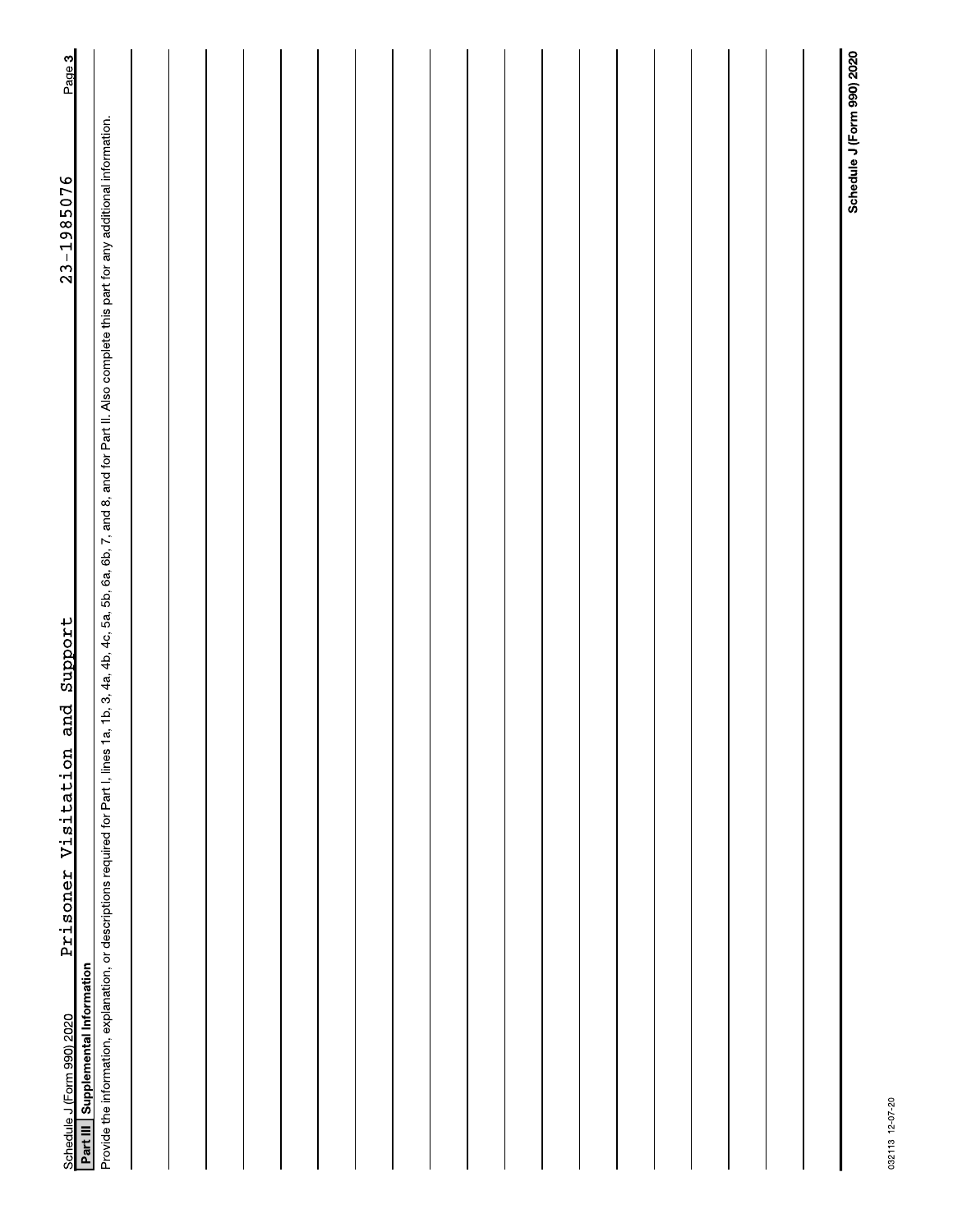Schedule J (Form 990) 2020 Prisoner Visitation and Support 23-1985076

## Part III Supplemental Information

Provide the information, explanation, or descriptions required for Part I, lines 1a, 1b, 3, 4a, 4b, 4c, 5a, 5b, 6a, 6b, 7, and 8, and for Part II. Also complete this part for any additional information.

**Schedule J (Form 990) 2020**

032113 12-07-20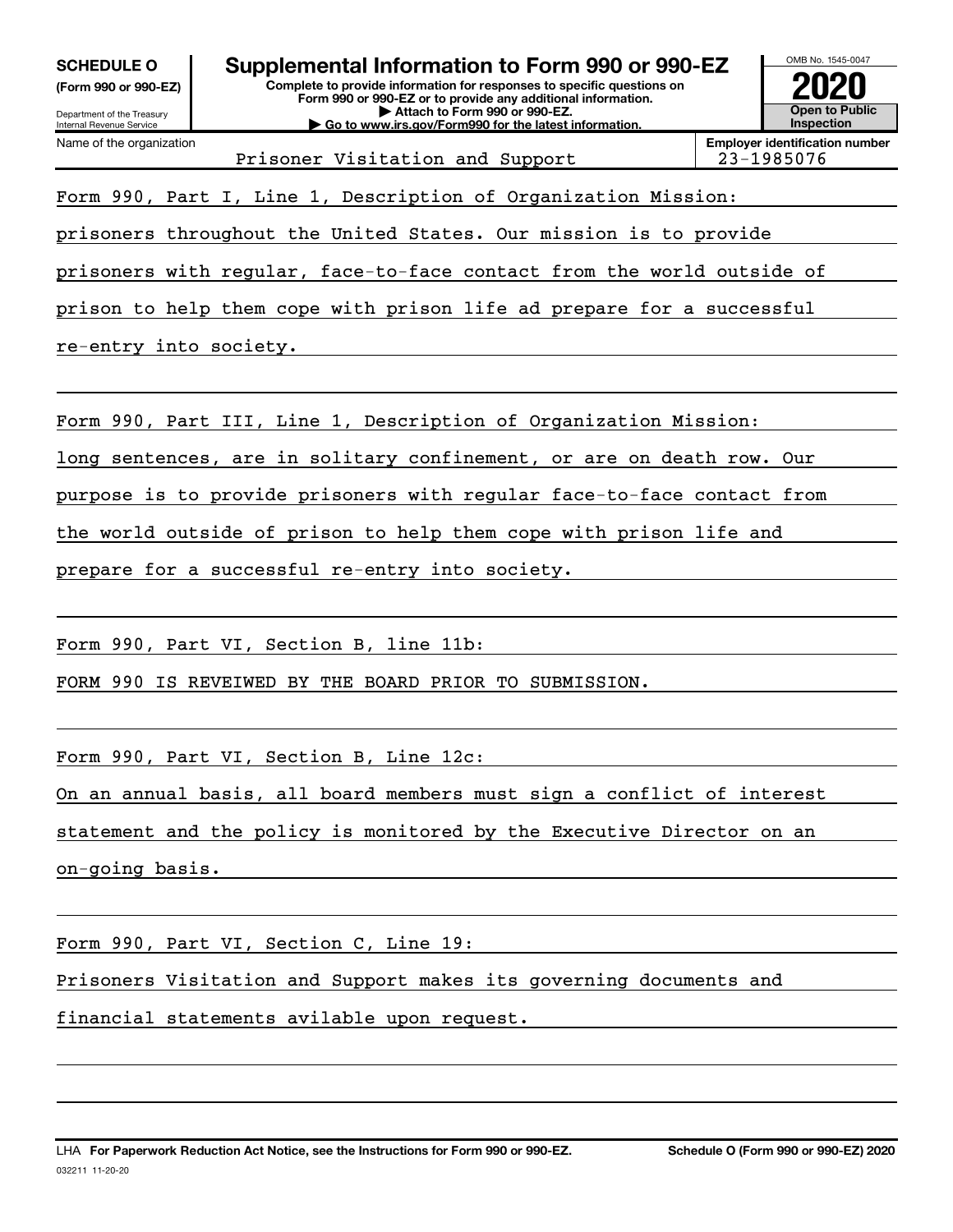**SCHEDULE O**
**(Form 990 or 990-EZ)**

Department of the Treasury
Internal Revenue Service

# Supplemental Information to Form 990 or 990-EZ

**Complete to provide information for responses to specific questions on Form 990 or 990-EZ or to provide any additional information.**
**▶ Attach to Form 990 or 990-EZ.**
**▶ Go to www.irs.gov/Form990 for the latest information.**

OMB No. 1545-0047

**2020**

**Open to Public Inspection**

Name of the organization: Prisoner Visitation and Support

**Employer identification number:** 23-1985076

Form 990, Part I, Line 1, Description of Organization Mission:

prisoners throughout the United States. Our mission is to provide prisoners with regular, face-to-face contact from the world outside of prison to help them cope with prison life ad prepare for a successful re-entry into society.

Form 990, Part III, Line 1, Description of Organization Mission:

long sentences, are in solitary confinement, or are on death row. Our purpose is to provide prisoners with regular face-to-face contact from the world outside of prison to help them cope with prison life and prepare for a successful re-entry into society.

Form 990, Part VI, Section B, line 11b:

FORM 990 IS REVEIWED BY THE BOARD PRIOR TO SUBMISSION.

Form 990, Part VI, Section B, Line 12c:

On an annual basis, all board members must sign a conflict of interest statement and the policy is monitored by the Executive Director on an on-going basis.

Form 990, Part VI, Section C, Line 19:

Prisoners Visitation and Support makes its governing documents and financial statements avilable upon request.

LHA **For Paperwork Reduction Act Notice, see the Instructions for Form 990 or 990-EZ.** **Schedule O (Form 990 or 990-EZ) 2020**

032211 11-20-20